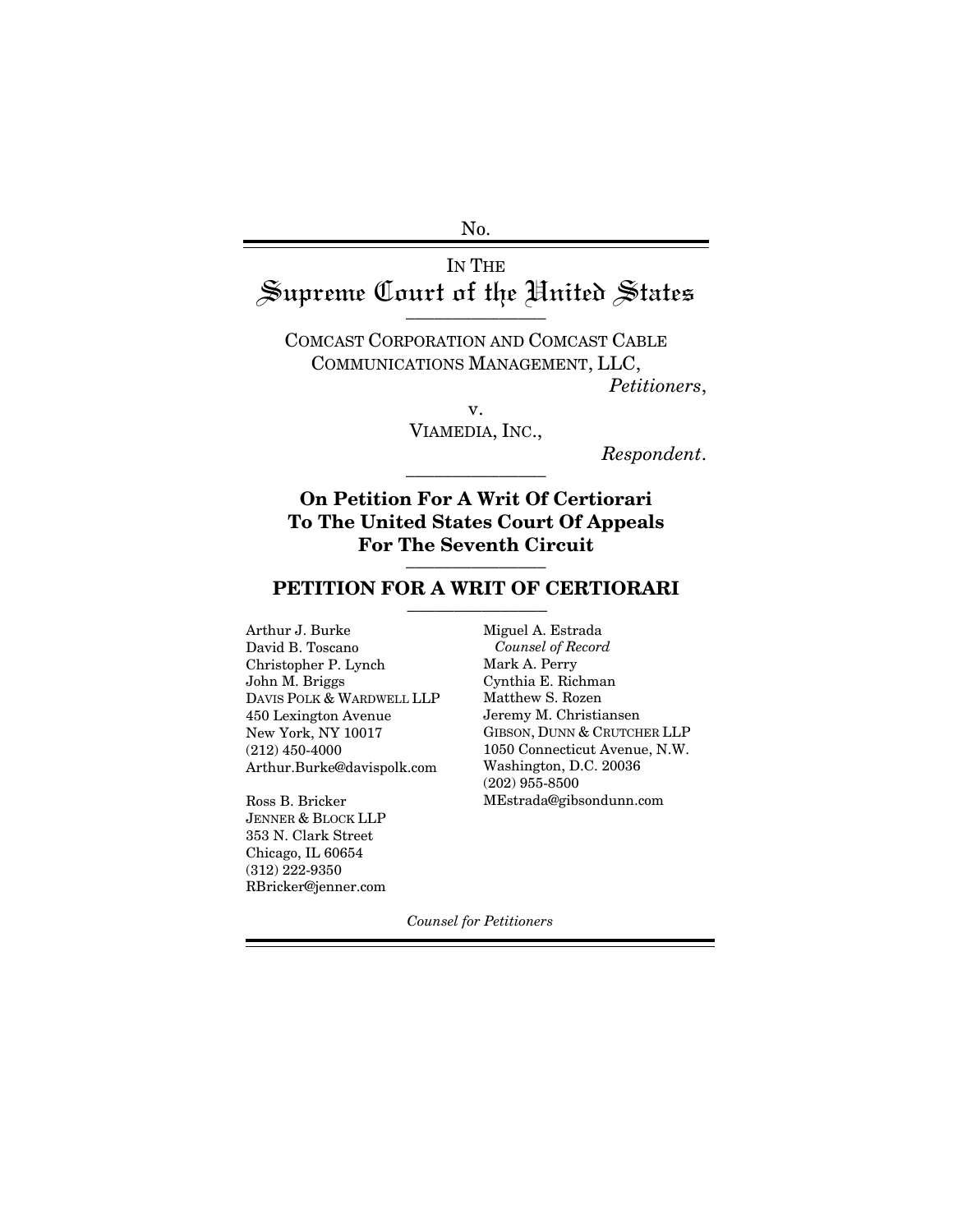No.

IN THE
# Supreme Court of the United States

COMCAST CORPORATION AND COMCAST CABLE COMMUNICATIONS MANAGEMENT, LLC,
*Petitioners*,

v.

VIAMEDIA, INC.,
*Respondent*.

**On Petition For A Writ Of Certiorari To The United States Court Of Appeals For The Seventh Circuit**

## PETITION FOR A WRIT OF CERTIORARI

Arthur J. Burke
David B. Toscano
Christopher P. Lynch
John M. Briggs
DAVIS POLK & WARDWELL LLP
450 Lexington Avenue
New York, NY 10017
(212) 450-4000
Arthur.Burke@davispolk.com

Ross B. Bricker
JENNER & BLOCK LLP
353 N. Clark Street
Chicago, IL 60654
(312) 222-9350
RBricker@jenner.com

Miguel A. Estrada
*Counsel of Record*
Mark A. Perry
Cynthia E. Richman
Matthew S. Rozen
Jeremy M. Christiansen
GIBSON, DUNN & CRUTCHER LLP
1050 Connecticut Avenue, N.W.
Washington, D.C. 20036
(202) 955-8500
MEstrada@gibsondunn.com

*Counsel for Petitioners*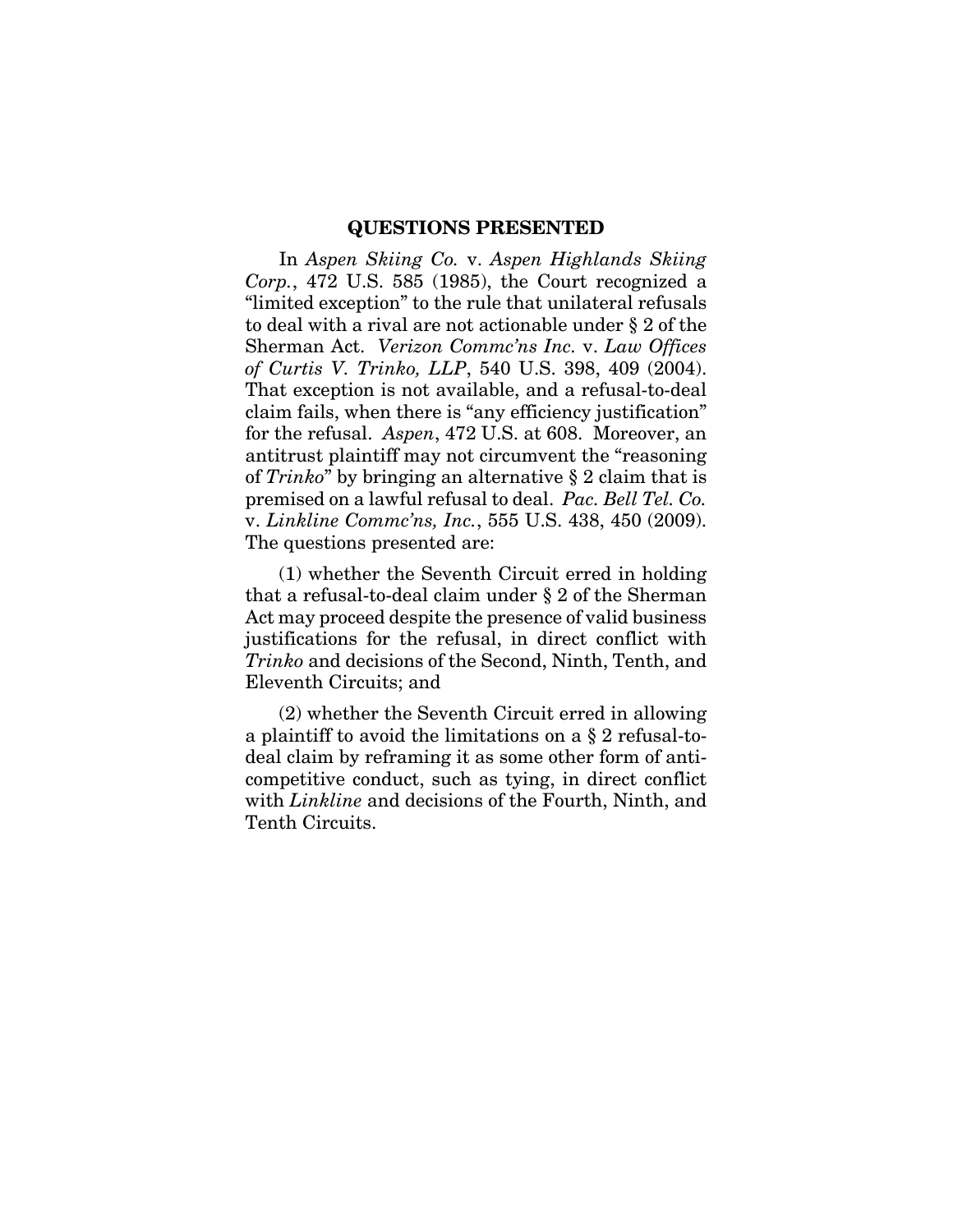## QUESTIONS PRESENTED

In *Aspen Skiing Co.* v. *Aspen Highlands Skiing Corp.*, 472 U.S. 585 (1985), the Court recognized a "limited exception" to the rule that unilateral refusals to deal with a rival are not actionable under § 2 of the Sherman Act. *Verizon Commc'ns Inc.* v. *Law Offices of Curtis V. Trinko, LLP*, 540 U.S. 398, 409 (2004). That exception is not available, and a refusal-to-deal claim fails, when there is "any efficiency justification" for the refusal. *Aspen*, 472 U.S. at 608. Moreover, an antitrust plaintiff may not circumvent the "reasoning of *Trinko*" by bringing an alternative § 2 claim that is premised on a lawful refusal to deal. *Pac. Bell Tel. Co.* v. *Linkline Commc'ns, Inc.*, 555 U.S. 438, 450 (2009). The questions presented are:

(1) whether the Seventh Circuit erred in holding that a refusal-to-deal claim under § 2 of the Sherman Act may proceed despite the presence of valid business justifications for the refusal, in direct conflict with *Trinko* and decisions of the Second, Ninth, Tenth, and Eleventh Circuits; and

(2) whether the Seventh Circuit erred in allowing a plaintiff to avoid the limitations on a § 2 refusal-to-deal claim by reframing it as some other form of anti-competitive conduct, such as tying, in direct conflict with *Linkline* and decisions of the Fourth, Ninth, and Tenth Circuits.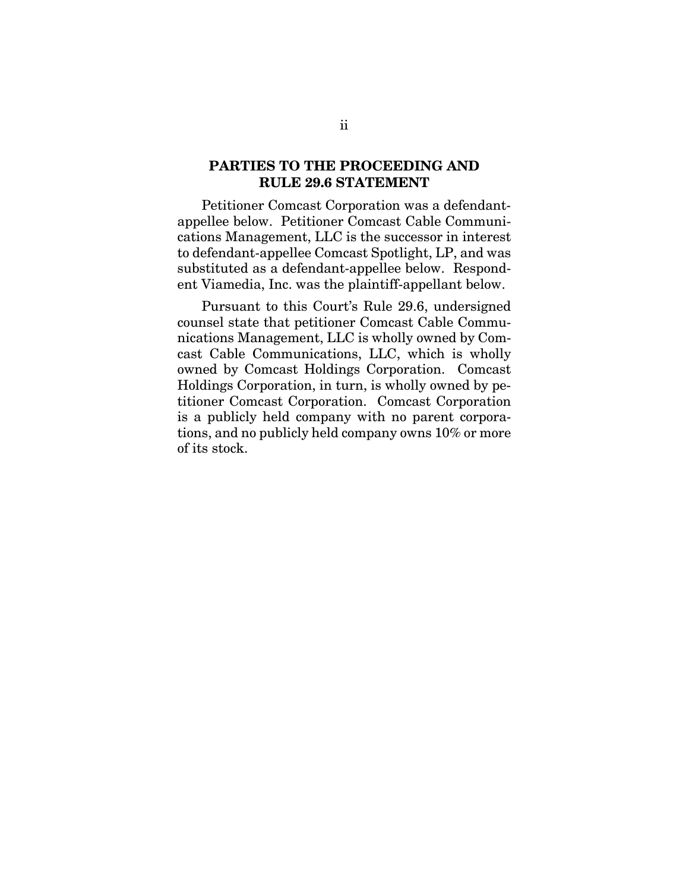## PARTIES TO THE PROCEEDING AND RULE 29.6 STATEMENT

Petitioner Comcast Corporation was a defendant-appellee below. Petitioner Comcast Cable Communications Management, LLC is the successor in interest to defendant-appellee Comcast Spotlight, LP, and was substituted as a defendant-appellee below. Respondent Viamedia, Inc. was the plaintiff-appellant below.

Pursuant to this Court's Rule 29.6, undersigned counsel state that petitioner Comcast Cable Communications Management, LLC is wholly owned by Comcast Cable Communications, LLC, which is wholly owned by Comcast Holdings Corporation. Comcast Holdings Corporation, in turn, is wholly owned by petitioner Comcast Corporation. Comcast Corporation is a publicly held company with no parent corporations, and no publicly held company owns 10% or more of its stock.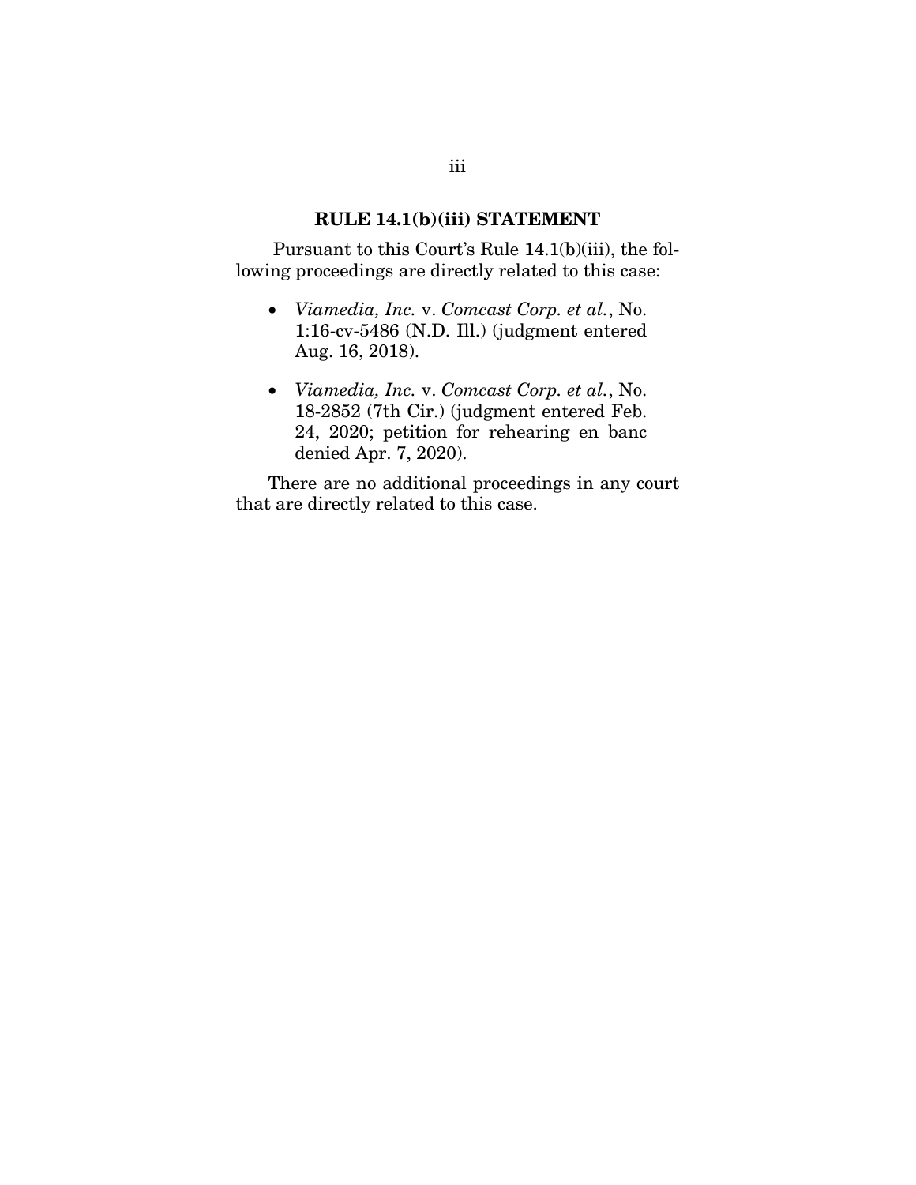## RULE 14.1(b)(iii) STATEMENT

Pursuant to this Court's Rule 14.1(b)(iii), the following proceedings are directly related to this case:

- *Viamedia, Inc.* v. *Comcast Corp. et al.*, No. 1:16-cv-5486 (N.D. Ill.) (judgment entered Aug. 16, 2018).
- *Viamedia, Inc.* v. *Comcast Corp. et al.*, No. 18-2852 (7th Cir.) (judgment entered Feb. 24, 2020; petition for rehearing en banc denied Apr. 7, 2020).

There are no additional proceedings in any court that are directly related to this case.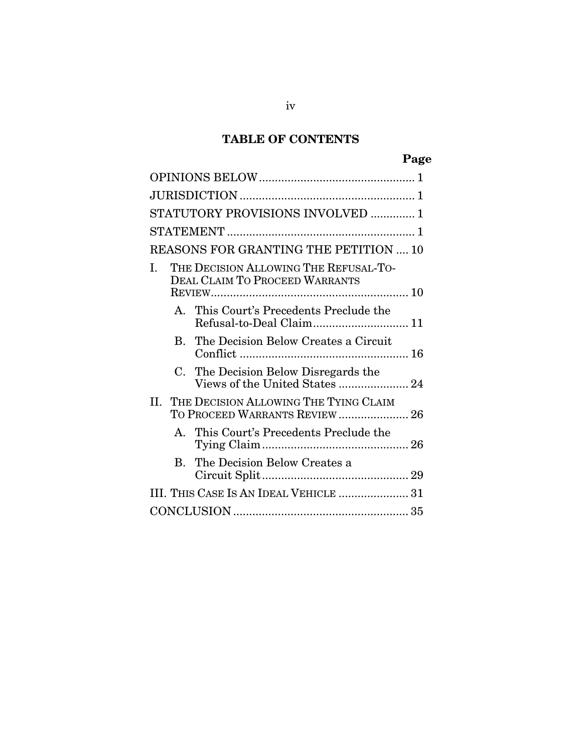# TABLE OF CONTENTS

**Page**

OPINIONS BELOW .................................................. 1

JURISDICTION ....................................................... 1

STATUTORY PROVISIONS INVOLVED ............. 1

STATEMENT ........................................................... 1

REASONS FOR GRANTING THE PETITION .... 10

I. THE DECISION ALLOWING THE REFUSAL-TO-DEAL CLAIM TO PROCEED WARRANTS REVIEW .............................................................. 10

   A. This Court's Precedents Preclude the Refusal-to-Deal Claim .............................. 11

   B. The Decision Below Creates a Circuit Conflict ..................................................... 16

   C. The Decision Below Disregards the Views of the United States ...................... 24

II. THE DECISION ALLOWING THE TYING CLAIM TO PROCEED WARRANTS REVIEW ...................... 26

   A. This Court's Precedents Preclude the Tying Claim .............................................. 26

   B. The Decision Below Creates a Circuit Split .............................................. 29

III. THIS CASE IS AN IDEAL VEHICLE ...................... 31

CONCLUSION ....................................................... 35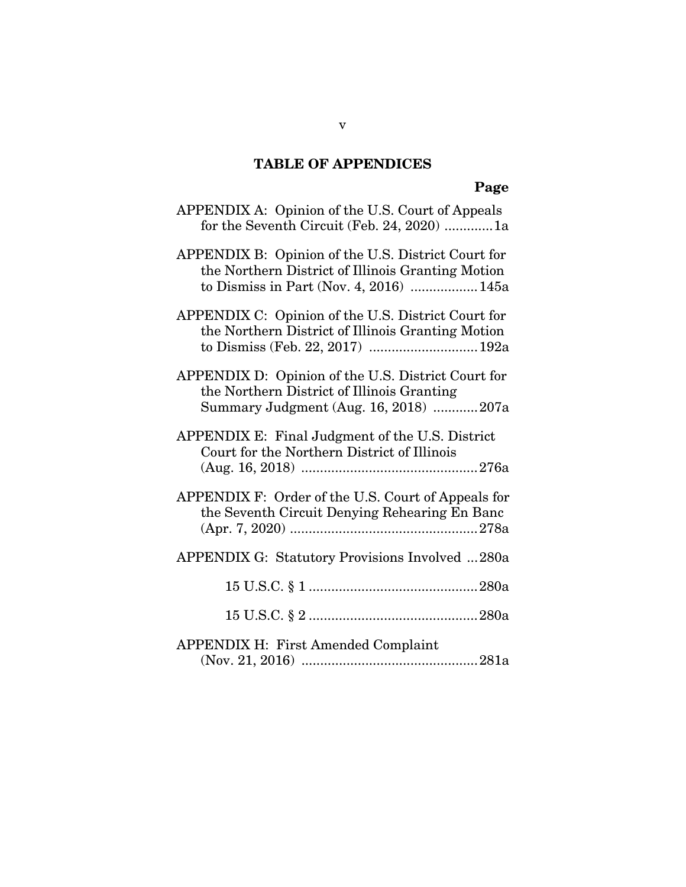# TABLE OF APPENDICES

**Page**

APPENDIX A: Opinion of the U.S. Court of Appeals for the Seventh Circuit (Feb. 24, 2020) .............1a

APPENDIX B: Opinion of the U.S. District Court for the Northern District of Illinois Granting Motion to Dismiss in Part (Nov. 4, 2016) ..................145a

APPENDIX C: Opinion of the U.S. District Court for the Northern District of Illinois Granting Motion to Dismiss (Feb. 22, 2017) .............................192a

APPENDIX D: Opinion of the U.S. District Court for the Northern District of Illinois Granting Summary Judgment (Aug. 16, 2018) ............207a

APPENDIX E: Final Judgment of the U.S. District Court for the Northern District of Illinois (Aug. 16, 2018) ...............................................276a

APPENDIX F: Order of the U.S. Court of Appeals for the Seventh Circuit Denying Rehearing En Banc (Apr. 7, 2020) ..................................................278a

APPENDIX G: Statutory Provisions Involved ...280a

15 U.S.C. § 1 .............................................280a

15 U.S.C. § 2 .............................................280a

APPENDIX H: First Amended Complaint (Nov. 21, 2016) ...............................................281a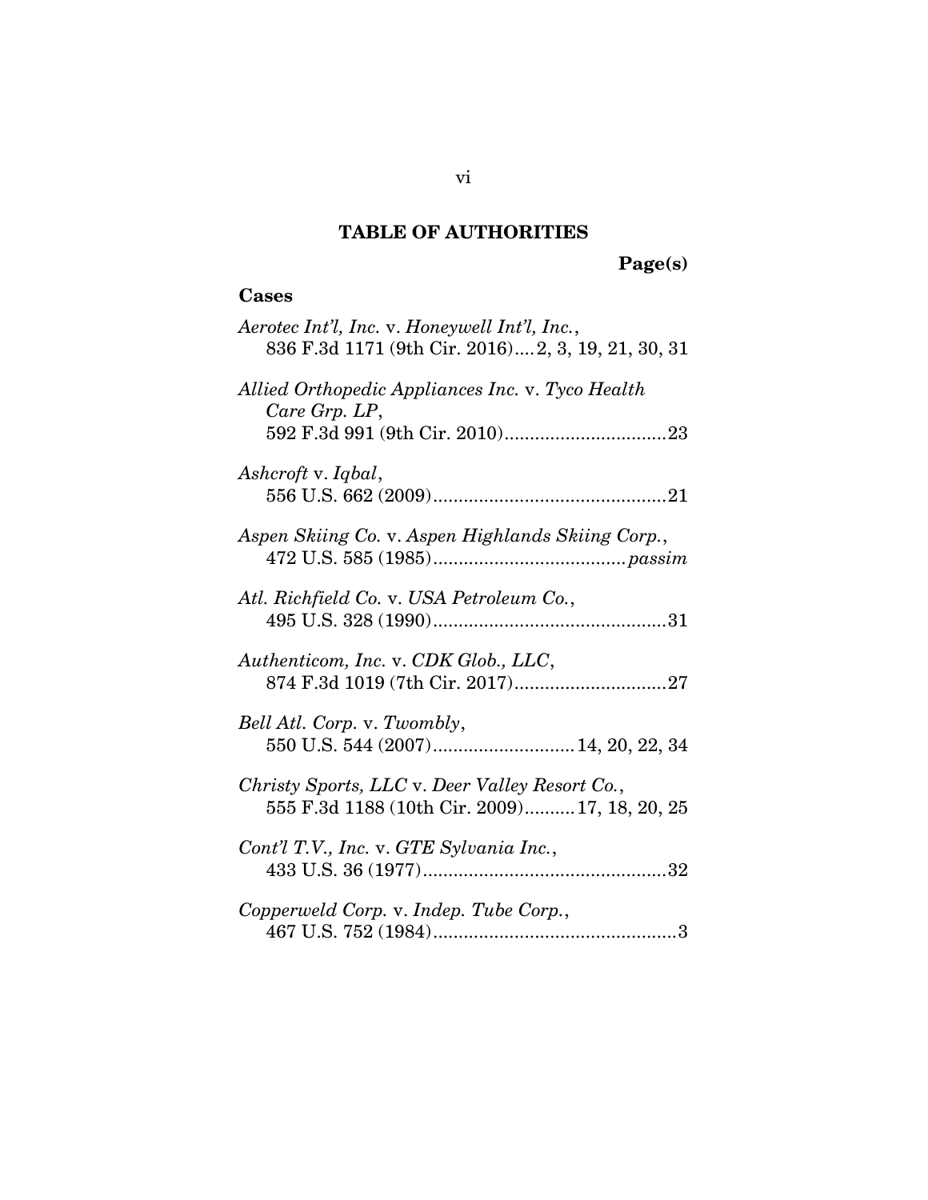## TABLE OF AUTHORITIES

**Page(s)**

### Cases

*Aerotec Int'l, Inc.* v. *Honeywell Int'l, Inc.*,
836 F.3d 1171 (9th Cir. 2016)....2, 3, 19, 21, 30, 31

*Allied Orthopedic Appliances Inc.* v. *Tyco Health Care Grp. LP*,
592 F.3d 991 (9th Cir. 2010)................................23

*Ashcroft* v. *Iqbal*,
556 U.S. 662 (2009)..............................................21

*Aspen Skiing Co.* v. *Aspen Highlands Skiing Corp.*,
472 U.S. 585 (1985)......................................*passim*

*Atl. Richfield Co.* v. *USA Petroleum Co.*,
495 U.S. 328 (1990)..............................................31

*Authenticom, Inc.* v. *CDK Glob., LLC*,
874 F.3d 1019 (7th Cir. 2017)..............................27

*Bell Atl. Corp.* v. *Twombly*,
550 U.S. 544 (2007)............................14, 20, 22, 34

*Christy Sports, LLC* v. *Deer Valley Resort Co.*,
555 F.3d 1188 (10th Cir. 2009)..........17, 18, 20, 25

*Cont'l T.V., Inc.* v. *GTE Sylvania Inc.*,
433 U.S. 36 (1977)................................................32

*Copperweld Corp.* v. *Indep. Tube Corp.*,
467 U.S. 752 (1984)................................................3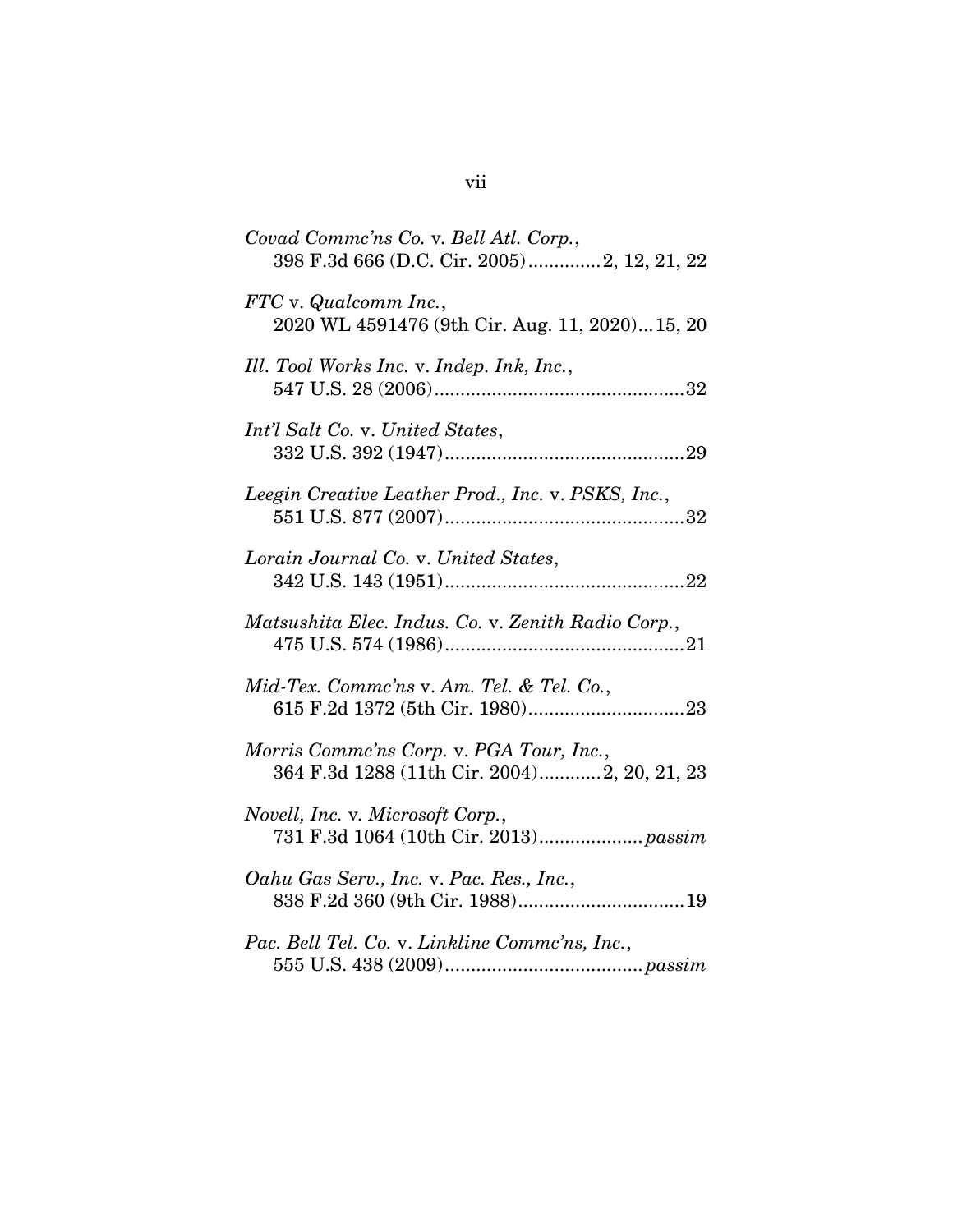*Covad Commc'ns Co.* v. *Bell Atl. Corp.*,
398 F.3d 666 (D.C. Cir. 2005)..............2, 12, 21, 22

*FTC* v. *Qualcomm Inc.*,
2020 WL 4591476 (9th Cir. Aug. 11, 2020)...15, 20

*Ill. Tool Works Inc.* v. *Indep. Ink, Inc.*,
547 U.S. 28 (2006)................................................32

*Int'l Salt Co.* v. *United States*,
332 U.S. 392 (1947)..............................................29

*Leegin Creative Leather Prod., Inc.* v. *PSKS, Inc.*,
551 U.S. 877 (2007)..............................................32

*Lorain Journal Co.* v. *United States*,
342 U.S. 143 (1951)..............................................22

*Matsushita Elec. Indus. Co.* v. *Zenith Radio Corp.*,
475 U.S. 574 (1986)..............................................21

*Mid-Tex. Commc'ns* v. *Am. Tel. & Tel. Co.*,
615 F.2d 1372 (5th Cir. 1980)..............................23

*Morris Commc'ns Corp.* v. *PGA Tour, Inc.*,
364 F.3d 1288 (11th Cir. 2004)............2, 20, 21, 23

*Novell, Inc.* v. *Microsoft Corp.*,
731 F.3d 1064 (10th Cir. 2013)....................*passim*

*Oahu Gas Serv., Inc.* v. *Pac. Res., Inc.*,
838 F.2d 360 (9th Cir. 1988)................................19

*Pac. Bell Tel. Co.* v. *Linkline Commc'ns, Inc.*,
555 U.S. 438 (2009)......................................*passim*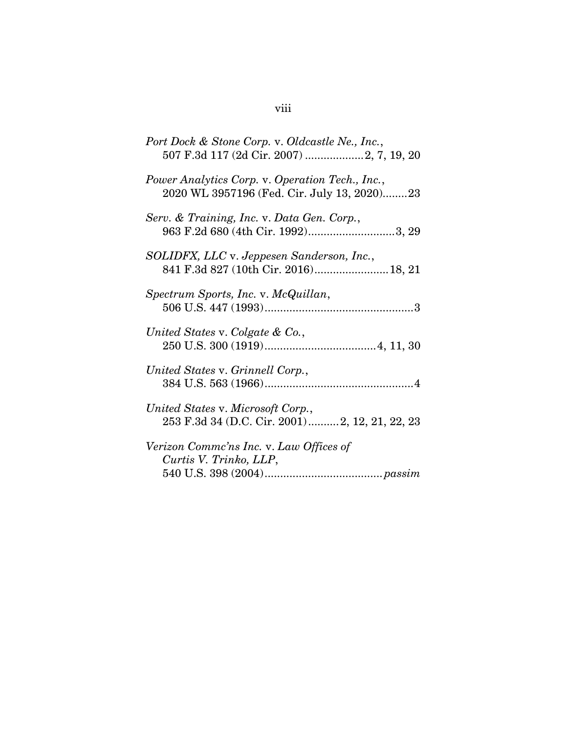*Port Dock & Stone Corp.* v. *Oldcastle Ne., Inc.*,
507 F.3d 117 (2d Cir. 2007) ...................2, 7, 19, 20

*Power Analytics Corp.* v. *Operation Tech., Inc.*,
2020 WL 3957196 (Fed. Cir. July 13, 2020)........23

*Serv. & Training, Inc.* v. *Data Gen. Corp.*,
963 F.2d 680 (4th Cir. 1992)............................3, 29

*SOLIDFX, LLC* v. *Jeppesen Sanderson, Inc.*,
841 F.3d 827 (10th Cir. 2016)........................18, 21

*Spectrum Sports, Inc.* v. *McQuillan*,
506 U.S. 447 (1993)................................................3

*United States* v. *Colgate & Co.*,
250 U.S. 300 (1919)....................................4, 11, 30

*United States* v. *Grinnell Corp.*,
384 U.S. 563 (1966)................................................4

*United States* v. *Microsoft Corp.*,
253 F.3d 34 (D.C. Cir. 2001)..........2, 12, 21, 22, 23

*Verizon Commc'ns Inc.* v. *Law Offices of Curtis V. Trinko, LLP*,
540 U.S. 398 (2004)......................................*passim*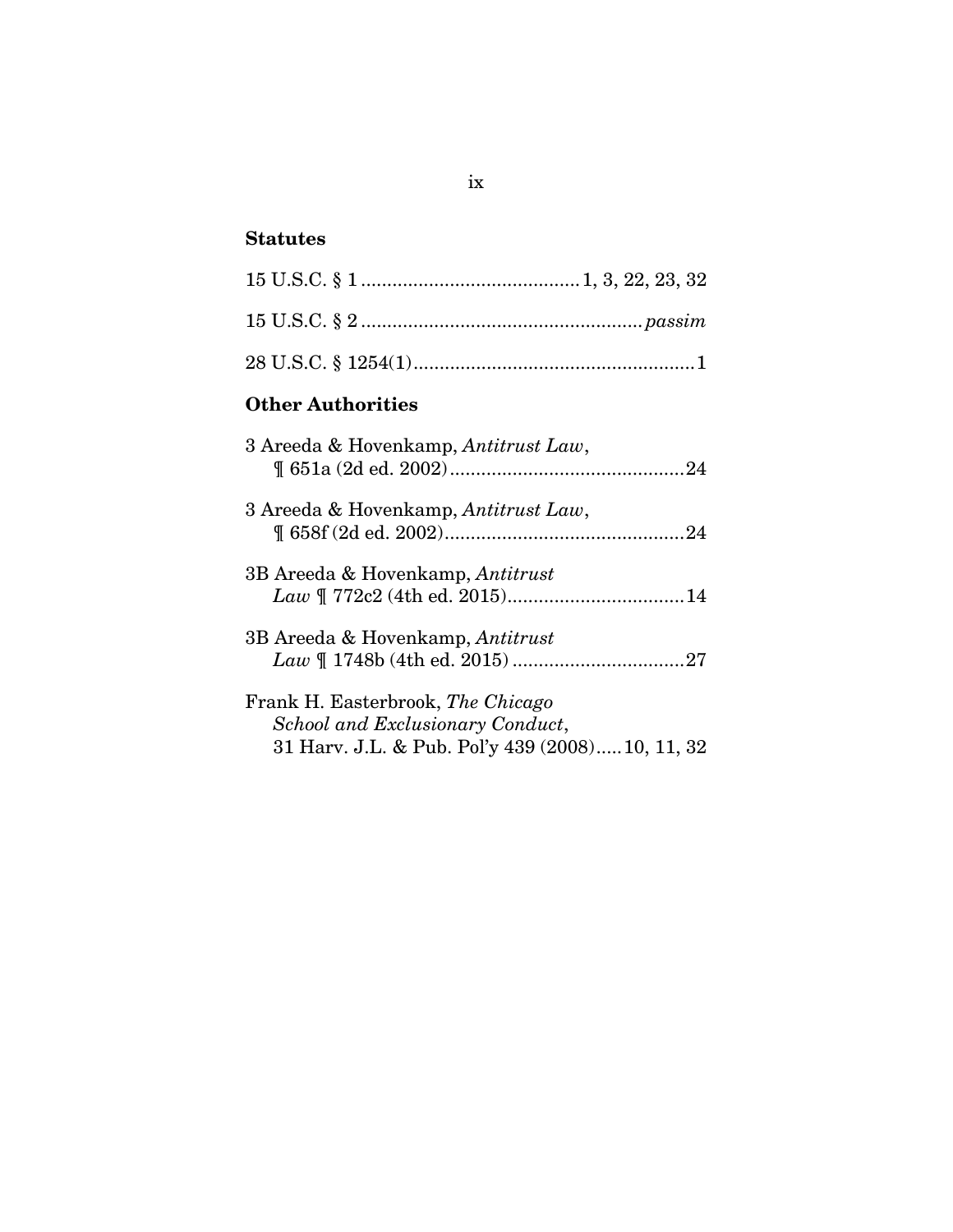## Statutes

15 U.S.C. § 1 .......................................... 1, 3, 22, 23, 32

15 U.S.C. § 2 ...................................................... *passim*

28 U.S.C. § 1254(1) ...................................................... 1

## Other Authorities

3 Areeda & Hovenkamp, *Antitrust Law*, ¶ 651a (2d ed. 2002) ............................................. 24

3 Areeda & Hovenkamp, *Antitrust Law*, ¶ 658f (2d ed. 2002) ............................................. 24

3B Areeda & Hovenkamp, *Antitrust Law* ¶ 772c2 (4th ed. 2015) .................................. 14

3B Areeda & Hovenkamp, *Antitrust Law* ¶ 1748b (4th ed. 2015) ................................. 27

Frank H. Easterbrook, *The Chicago School and Exclusionary Conduct*, 31 Harv. J.L. & Pub. Pol'y 439 (2008) ..... 10, 11, 32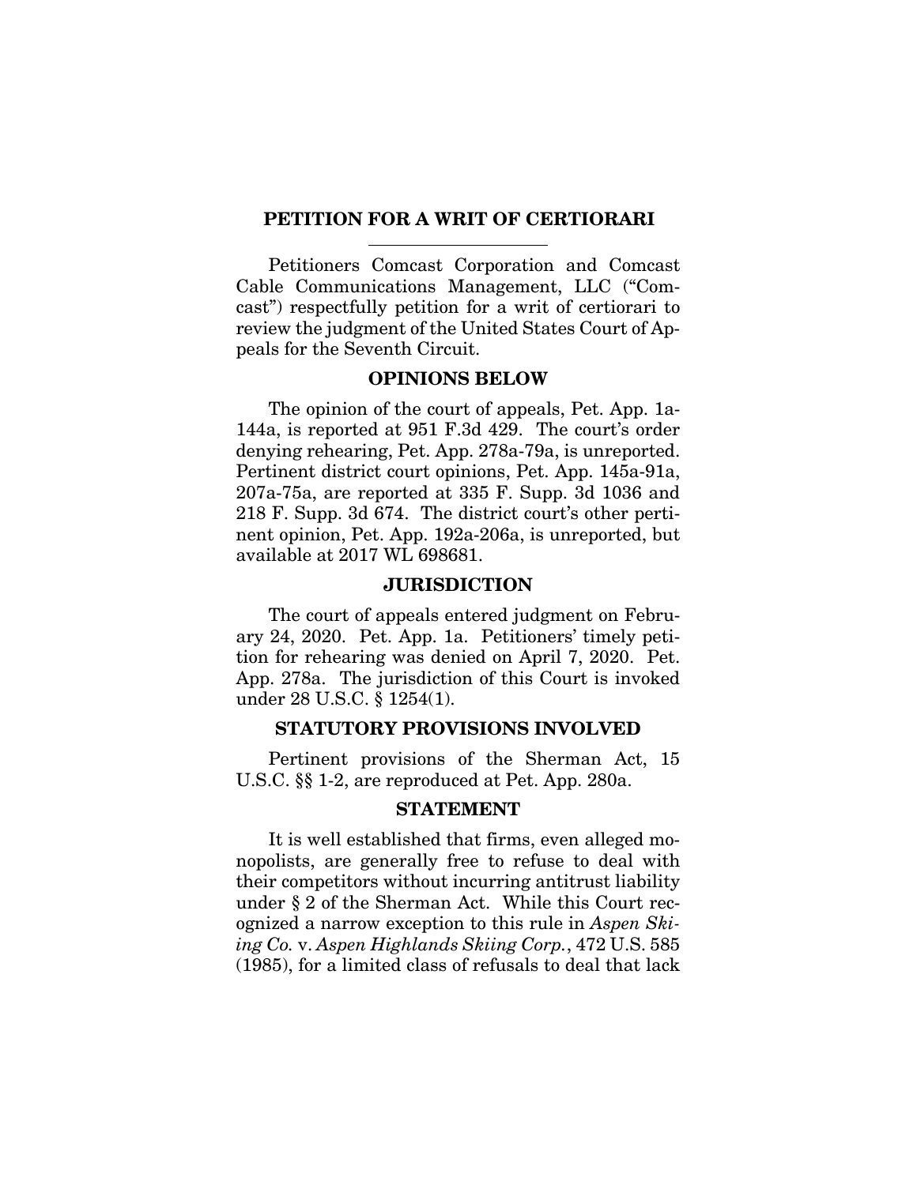## PETITION FOR A WRIT OF CERTIORARI

Petitioners Comcast Corporation and Comcast Cable Communications Management, LLC ("Comcast") respectfully petition for a writ of certiorari to review the judgment of the United States Court of Appeals for the Seventh Circuit.

### OPINIONS BELOW

The opinion of the court of appeals, Pet. App. 1a-144a, is reported at 951 F.3d 429. The court's order denying rehearing, Pet. App. 278a-79a, is unreported. Pertinent district court opinions, Pet. App. 145a-91a, 207a-75a, are reported at 335 F. Supp. 3d 1036 and 218 F. Supp. 3d 674. The district court's other pertinent opinion, Pet. App. 192a-206a, is unreported, but available at 2017 WL 698681.

### JURISDICTION

The court of appeals entered judgment on February 24, 2020. Pet. App. 1a. Petitioners' timely petition for rehearing was denied on April 7, 2020. Pet. App. 278a. The jurisdiction of this Court is invoked under 28 U.S.C. § 1254(1).

### STATUTORY PROVISIONS INVOLVED

Pertinent provisions of the Sherman Act, 15 U.S.C. §§ 1-2, are reproduced at Pet. App. 280a.

### STATEMENT

It is well established that firms, even alleged monopolists, are generally free to refuse to deal with their competitors without incurring antitrust liability under § 2 of the Sherman Act. While this Court recognized a narrow exception to this rule in *Aspen Skiing Co.* v. *Aspen Highlands Skiing Corp.*, 472 U.S. 585 (1985), for a limited class of refusals to deal that lack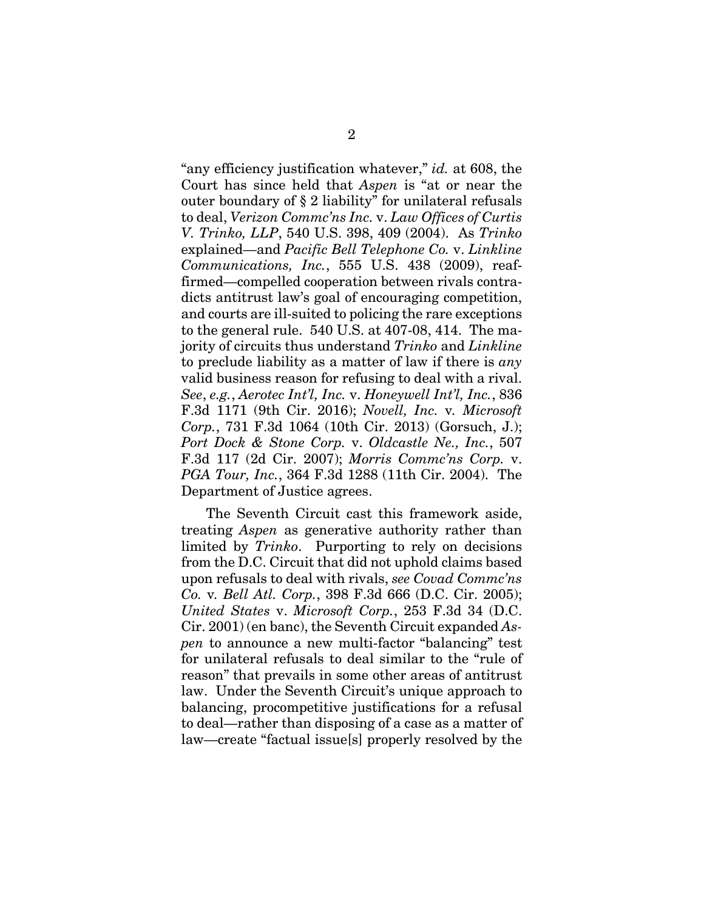"any efficiency justification whatever," *id.* at 608, the Court has since held that *Aspen* is "at or near the outer boundary of § 2 liability" for unilateral refusals to deal, *Verizon Commc'ns Inc.* v. *Law Offices of Curtis V. Trinko, LLP*, 540 U.S. 398, 409 (2004). As *Trinko* explained—and *Pacific Bell Telephone Co.* v. *Linkline Communications, Inc.*, 555 U.S. 438 (2009), reaffirmed—compelled cooperation between rivals contradicts antitrust law's goal of encouraging competition, and courts are ill-suited to policing the rare exceptions to the general rule. 540 U.S. at 407-08, 414. The majority of circuits thus understand *Trinko* and *Linkline* to preclude liability as a matter of law if there is *any* valid business reason for refusing to deal with a rival. *See*, *e.g.*, *Aerotec Int'l, Inc.* v. *Honeywell Int'l, Inc.*, 836 F.3d 1171 (9th Cir. 2016); *Novell, Inc.* v. *Microsoft Corp.*, 731 F.3d 1064 (10th Cir. 2013) (Gorsuch, J.); *Port Dock & Stone Corp.* v. *Oldcastle Ne., Inc.*, 507 F.3d 117 (2d Cir. 2007); *Morris Commc'ns Corp.* v. *PGA Tour, Inc.*, 364 F.3d 1288 (11th Cir. 2004). The Department of Justice agrees.

The Seventh Circuit cast this framework aside, treating *Aspen* as generative authority rather than limited by *Trinko*. Purporting to rely on decisions from the D.C. Circuit that did not uphold claims based upon refusals to deal with rivals, *see Covad Commc'ns Co.* v. *Bell Atl. Corp.*, 398 F.3d 666 (D.C. Cir. 2005); *United States* v. *Microsoft Corp.*, 253 F.3d 34 (D.C. Cir. 2001) (en banc), the Seventh Circuit expanded *Aspen* to announce a new multi-factor "balancing" test for unilateral refusals to deal similar to the "rule of reason" that prevails in some other areas of antitrust law. Under the Seventh Circuit's unique approach to balancing, procompetitive justifications for a refusal to deal—rather than disposing of a case as a matter of law—create "factual issue[s] properly resolved by the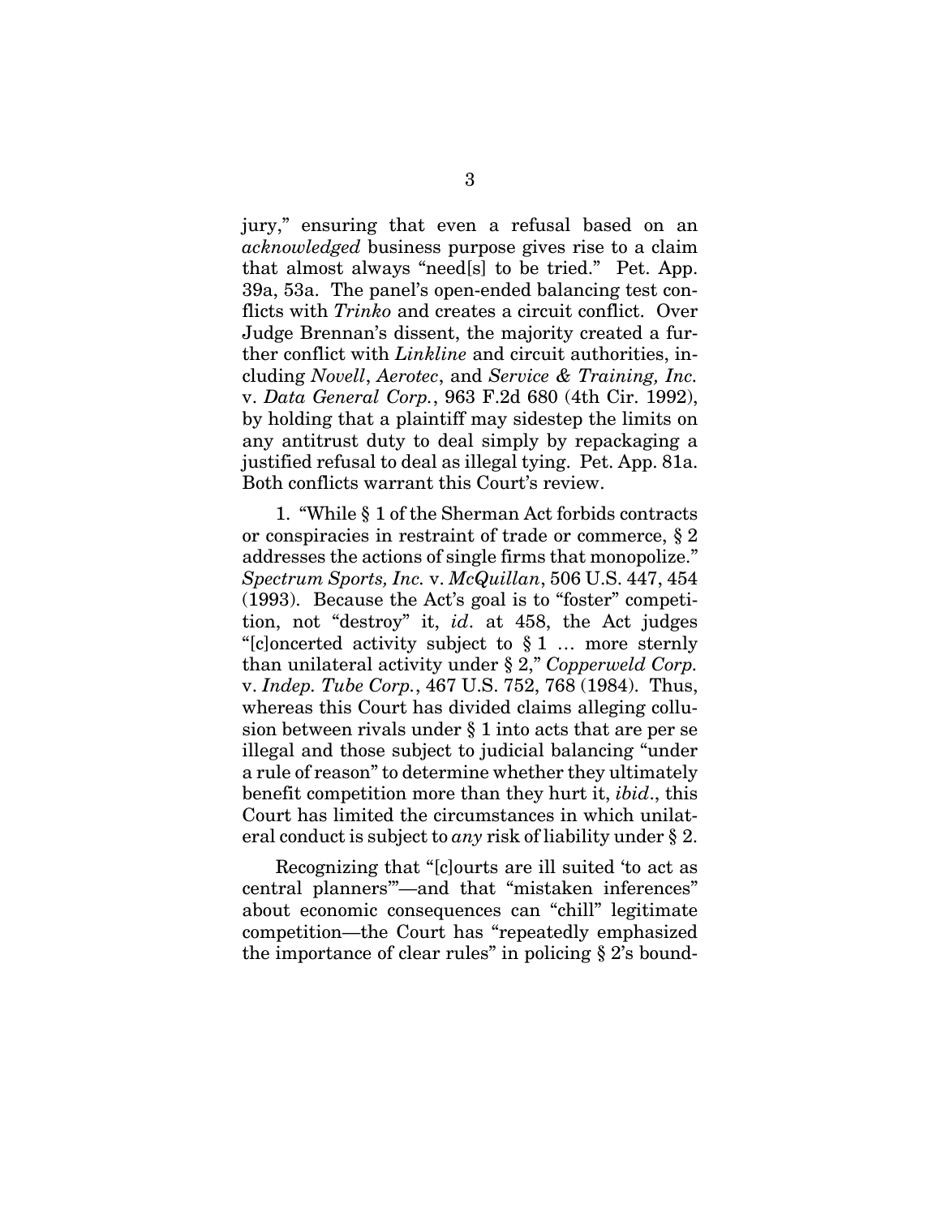jury," ensuring that even a refusal based on an *acknowledged* business purpose gives rise to a claim that almost always "need[s] to be tried." Pet. App. 39a, 53a. The panel's open-ended balancing test conflicts with *Trinko* and creates a circuit conflict. Over Judge Brennan's dissent, the majority created a further conflict with *Linkline* and circuit authorities, including *Novell*, *Aerotec*, and *Service & Training, Inc.* v. *Data General Corp.*, 963 F.2d 680 (4th Cir. 1992), by holding that a plaintiff may sidestep the limits on any antitrust duty to deal simply by repackaging a justified refusal to deal as illegal tying. Pet. App. 81a. Both conflicts warrant this Court's review.

1. "While § 1 of the Sherman Act forbids contracts or conspiracies in restraint of trade or commerce, § 2 addresses the actions of single firms that monopolize." *Spectrum Sports, Inc.* v. *McQuillan*, 506 U.S. 447, 454 (1993). Because the Act's goal is to "foster" competition, not "destroy" it, *id*. at 458, the Act judges "[c]oncerted activity subject to § 1 … more sternly than unilateral activity under § 2," *Copperweld Corp.* v. *Indep. Tube Corp.*, 467 U.S. 752, 768 (1984). Thus, whereas this Court has divided claims alleging collusion between rivals under § 1 into acts that are per se illegal and those subject to judicial balancing "under a rule of reason" to determine whether they ultimately benefit competition more than they hurt it, *ibid*., this Court has limited the circumstances in which unilateral conduct is subject to *any* risk of liability under § 2.

Recognizing that "[c]ourts are ill suited 'to act as central planners'"—and that "mistaken inferences" about economic consequences can "chill" legitimate competition—the Court has "repeatedly emphasized the importance of clear rules" in policing § 2's bound-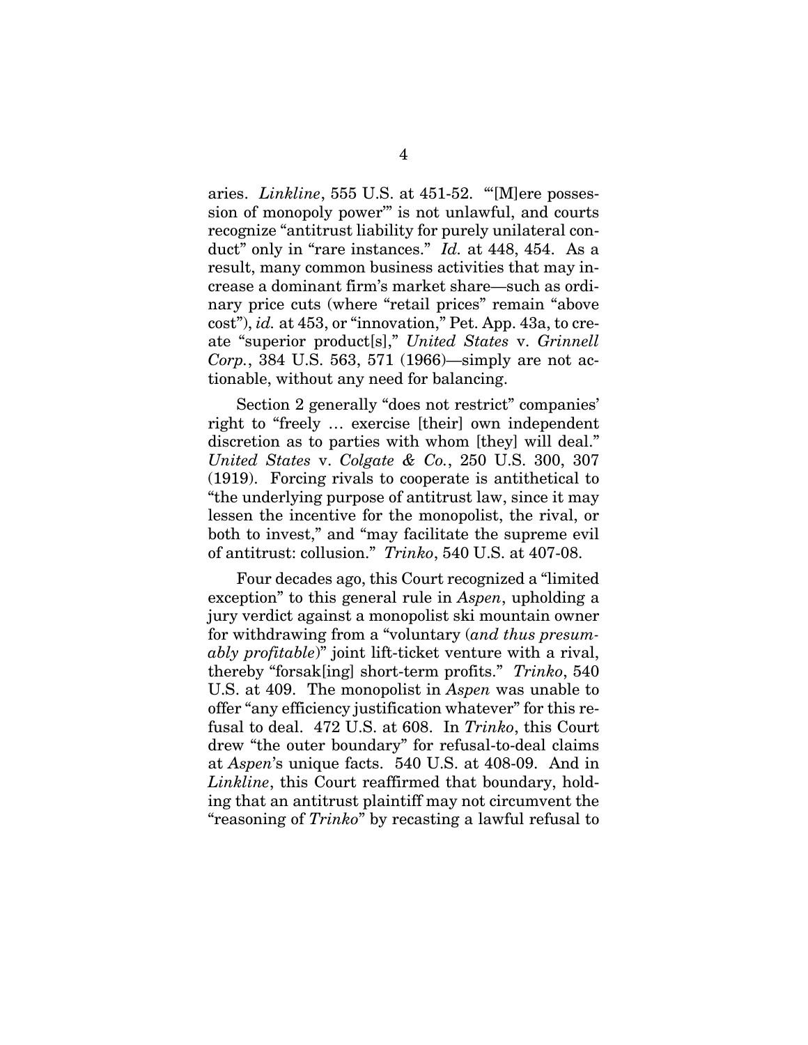aries. *Linkline*, 555 U.S. at 451-52. "'[M]ere possession of monopoly power'" is not unlawful, and courts recognize "antitrust liability for purely unilateral conduct" only in "rare instances." *Id.* at 448, 454. As a result, many common business activities that may increase a dominant firm's market share—such as ordinary price cuts (where "retail prices" remain "above cost"), *id.* at 453, or "innovation," Pet. App. 43a, to create "superior product[s]," *United States* v. *Grinnell Corp.*, 384 U.S. 563, 571 (1966)—simply are not actionable, without any need for balancing.

Section 2 generally "does not restrict" companies' right to "freely … exercise [their] own independent discretion as to parties with whom [they] will deal." *United States* v. *Colgate & Co.*, 250 U.S. 300, 307 (1919). Forcing rivals to cooperate is antithetical to "the underlying purpose of antitrust law, since it may lessen the incentive for the monopolist, the rival, or both to invest," and "may facilitate the supreme evil of antitrust: collusion." *Trinko*, 540 U.S. at 407-08.

Four decades ago, this Court recognized a "limited exception" to this general rule in *Aspen*, upholding a jury verdict against a monopolist ski mountain owner for withdrawing from a "voluntary (*and thus presumably profitable*)" joint lift-ticket venture with a rival, thereby "forsak[ing] short-term profits." *Trinko*, 540 U.S. at 409. The monopolist in *Aspen* was unable to offer "any efficiency justification whatever" for this refusal to deal. 472 U.S. at 608. In *Trinko*, this Court drew "the outer boundary" for refusal-to-deal claims at *Aspen*'s unique facts. 540 U.S. at 408-09. And in *Linkline*, this Court reaffirmed that boundary, holding that an antitrust plaintiff may not circumvent the "reasoning of *Trinko*" by recasting a lawful refusal to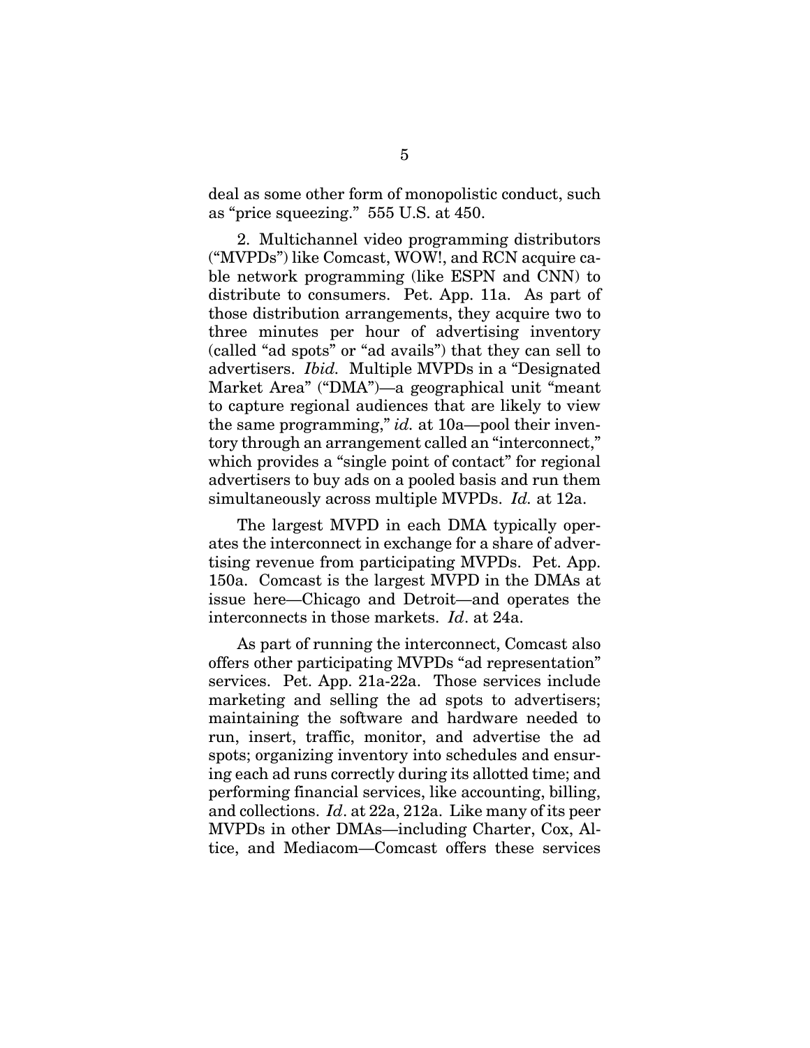deal as some other form of monopolistic conduct, such as "price squeezing." 555 U.S. at 450.

2. Multichannel video programming distributors ("MVPDs") like Comcast, WOW!, and RCN acquire cable network programming (like ESPN and CNN) to distribute to consumers. Pet. App. 11a. As part of those distribution arrangements, they acquire two to three minutes per hour of advertising inventory (called "ad spots" or "ad avails") that they can sell to advertisers. *Ibid.* Multiple MVPDs in a "Designated Market Area" ("DMA")—a geographical unit "meant to capture regional audiences that are likely to view the same programming," *id.* at 10a—pool their inventory through an arrangement called an "interconnect," which provides a "single point of contact" for regional advertisers to buy ads on a pooled basis and run them simultaneously across multiple MVPDs. *Id.* at 12a.

The largest MVPD in each DMA typically operates the interconnect in exchange for a share of advertising revenue from participating MVPDs. Pet. App. 150a. Comcast is the largest MVPD in the DMAs at issue here—Chicago and Detroit—and operates the interconnects in those markets. *Id*. at 24a.

As part of running the interconnect, Comcast also offers other participating MVPDs "ad representation" services. Pet. App. 21a-22a. Those services include marketing and selling the ad spots to advertisers; maintaining the software and hardware needed to run, insert, traffic, monitor, and advertise the ad spots; organizing inventory into schedules and ensuring each ad runs correctly during its allotted time; and performing financial services, like accounting, billing, and collections. *Id*. at 22a, 212a. Like many of its peer MVPDs in other DMAs—including Charter, Cox, Altice, and Mediacom—Comcast offers these services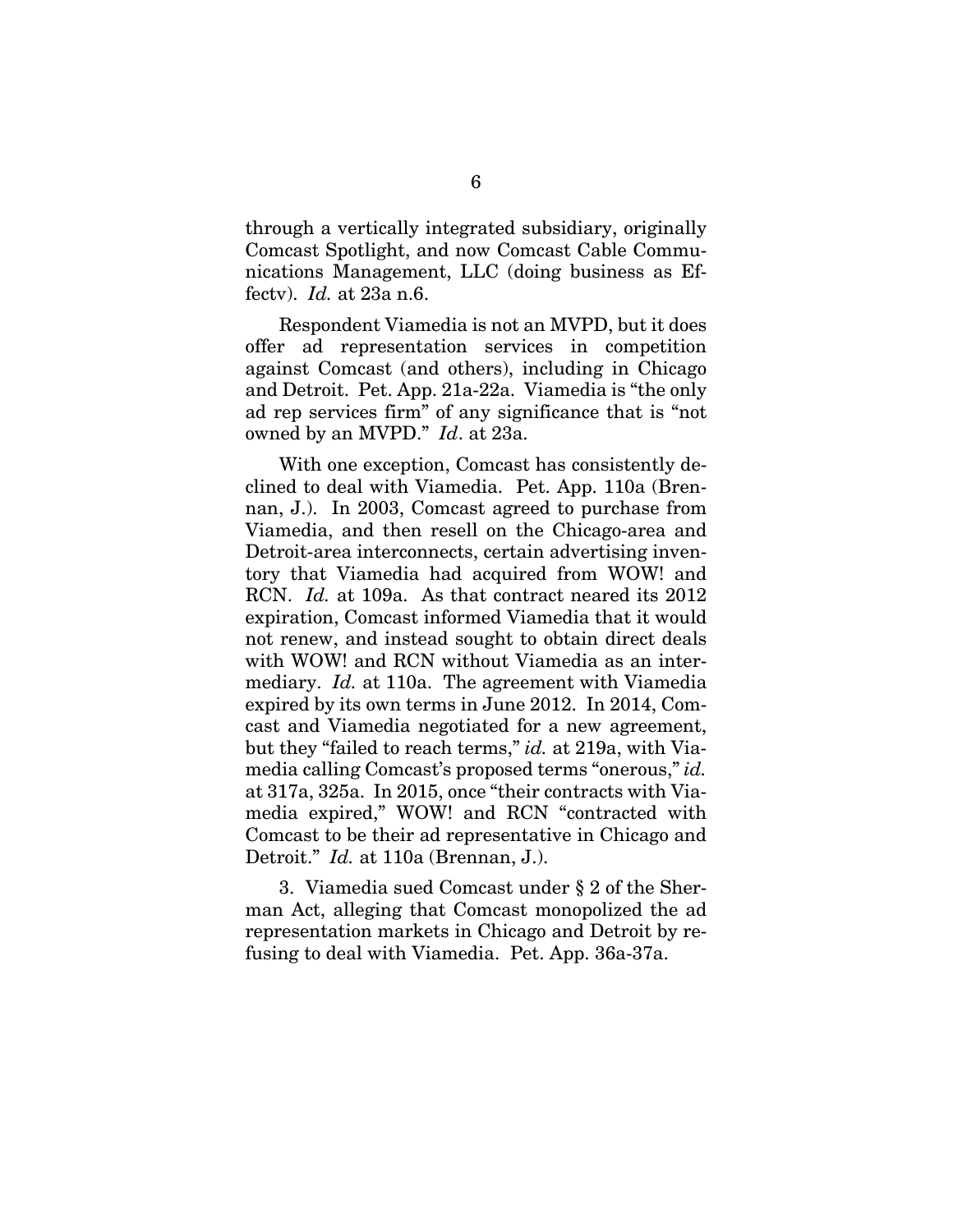through a vertically integrated subsidiary, originally Comcast Spotlight, and now Comcast Cable Communications Management, LLC (doing business as Effectv). *Id.* at 23a n.6.

Respondent Viamedia is not an MVPD, but it does offer ad representation services in competition against Comcast (and others), including in Chicago and Detroit. Pet. App. 21a-22a. Viamedia is "the only ad rep services firm" of any significance that is "not owned by an MVPD." *Id*. at 23a.

With one exception, Comcast has consistently declined to deal with Viamedia. Pet. App. 110a (Brennan, J.). In 2003, Comcast agreed to purchase from Viamedia, and then resell on the Chicago-area and Detroit-area interconnects, certain advertising inventory that Viamedia had acquired from WOW! and RCN. *Id.* at 109a. As that contract neared its 2012 expiration, Comcast informed Viamedia that it would not renew, and instead sought to obtain direct deals with WOW! and RCN without Viamedia as an intermediary. *Id.* at 110a. The agreement with Viamedia expired by its own terms in June 2012. In 2014, Comcast and Viamedia negotiated for a new agreement, but they "failed to reach terms," *id.* at 219a, with Viamedia calling Comcast's proposed terms "onerous," *id.* at 317a, 325a. In 2015, once "their contracts with Viamedia expired," WOW! and RCN "contracted with Comcast to be their ad representative in Chicago and Detroit." *Id.* at 110a (Brennan, J.).

3. Viamedia sued Comcast under § 2 of the Sherman Act, alleging that Comcast monopolized the ad representation markets in Chicago and Detroit by refusing to deal with Viamedia. Pet. App. 36a-37a.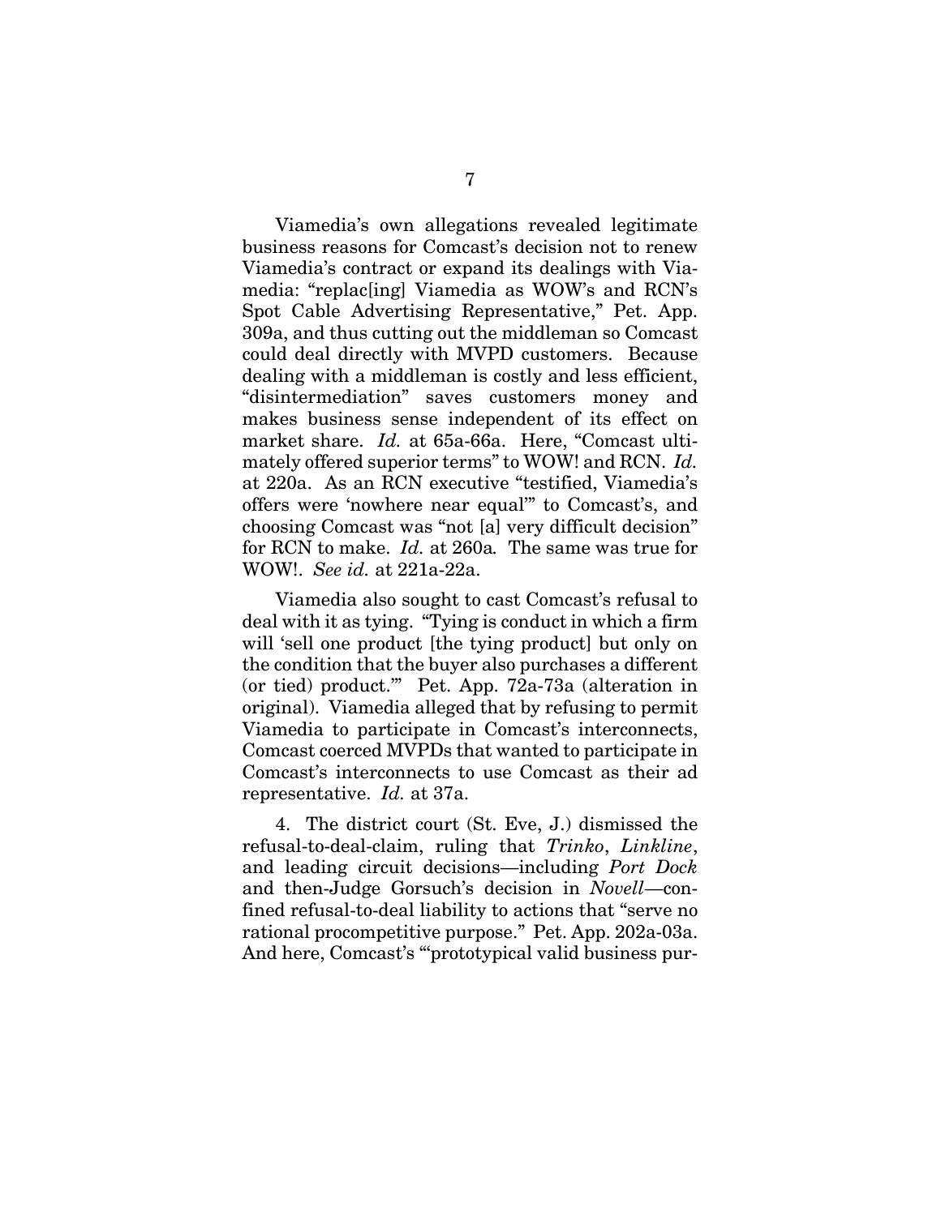Viamedia's own allegations revealed legitimate business reasons for Comcast's decision not to renew Viamedia's contract or expand its dealings with Viamedia: "replac[ing] Viamedia as WOW's and RCN's Spot Cable Advertising Representative," Pet. App. 309a, and thus cutting out the middleman so Comcast could deal directly with MVPD customers. Because dealing with a middleman is costly and less efficient, "disintermediation" saves customers money and makes business sense independent of its effect on market share. *Id.* at 65a-66a. Here, "Comcast ultimately offered superior terms" to WOW! and RCN. *Id.* at 220a. As an RCN executive "testified, Viamedia's offers were 'nowhere near equal'" to Comcast's, and choosing Comcast was "not [a] very difficult decision" for RCN to make. *Id.* at 260a*.* The same was true for WOW!. *See id.* at 221a-22a.

Viamedia also sought to cast Comcast's refusal to deal with it as tying. "Tying is conduct in which a firm will 'sell one product [the tying product] but only on the condition that the buyer also purchases a different (or tied) product.'" Pet. App. 72a-73a (alteration in original). Viamedia alleged that by refusing to permit Viamedia to participate in Comcast's interconnects, Comcast coerced MVPDs that wanted to participate in Comcast's interconnects to use Comcast as their ad representative. *Id.* at 37a.

4. The district court (St. Eve, J.) dismissed the refusal-to-deal-claim, ruling that *Trinko*, *Linkline*, and leading circuit decisions—including *Port Dock* and then-Judge Gorsuch's decision in *Novell*—confined refusal-to-deal liability to actions that "serve no rational procompetitive purpose." Pet. App. 202a-03a. And here, Comcast's "'prototypical valid business pur-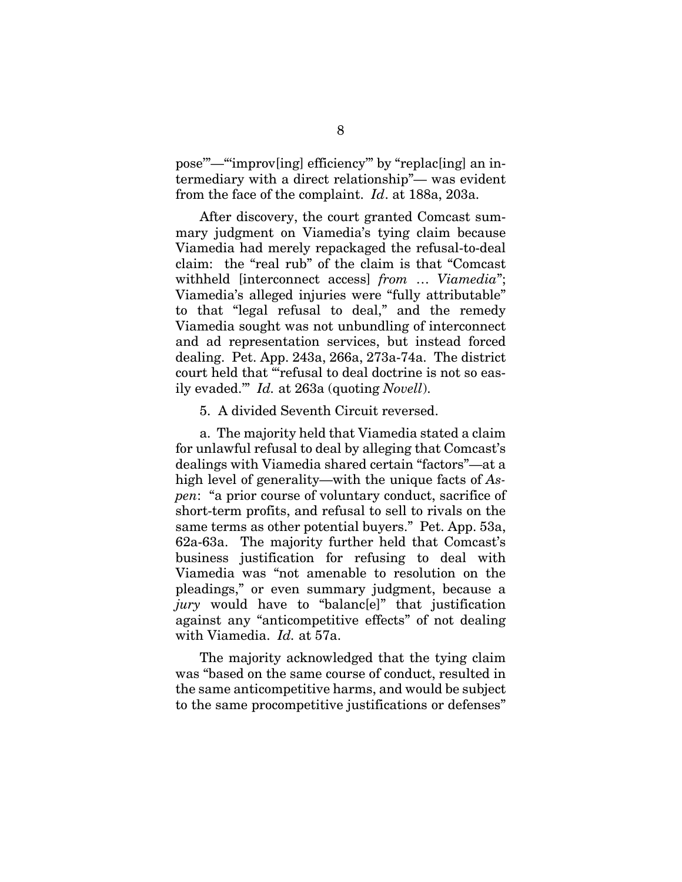pose'"—"'improv[ing] efficiency'" by "replac[ing] an intermediary with a direct relationship"— was evident from the face of the complaint. *Id*. at 188a, 203a.

After discovery, the court granted Comcast summary judgment on Viamedia's tying claim because Viamedia had merely repackaged the refusal-to-deal claim: the "real rub" of the claim is that "Comcast withheld [interconnect access] *from … Viamedia*"; Viamedia's alleged injuries were "fully attributable" to that "legal refusal to deal," and the remedy Viamedia sought was not unbundling of interconnect and ad representation services, but instead forced dealing. Pet. App. 243a, 266a, 273a-74a. The district court held that "'refusal to deal doctrine is not so easily evaded.'" *Id.* at 263a (quoting *Novell*).

5. A divided Seventh Circuit reversed.

a. The majority held that Viamedia stated a claim for unlawful refusal to deal by alleging that Comcast's dealings with Viamedia shared certain "factors"—at a high level of generality—with the unique facts of *Aspen*: "a prior course of voluntary conduct, sacrifice of short-term profits, and refusal to sell to rivals on the same terms as other potential buyers." Pet. App. 53a, 62a-63a. The majority further held that Comcast's business justification for refusing to deal with Viamedia was "not amenable to resolution on the pleadings," or even summary judgment, because a *jury* would have to "balanc[e]" that justification against any "anticompetitive effects" of not dealing with Viamedia. *Id.* at 57a.

The majority acknowledged that the tying claim was "based on the same course of conduct, resulted in the same anticompetitive harms, and would be subject to the same procompetitive justifications or defenses"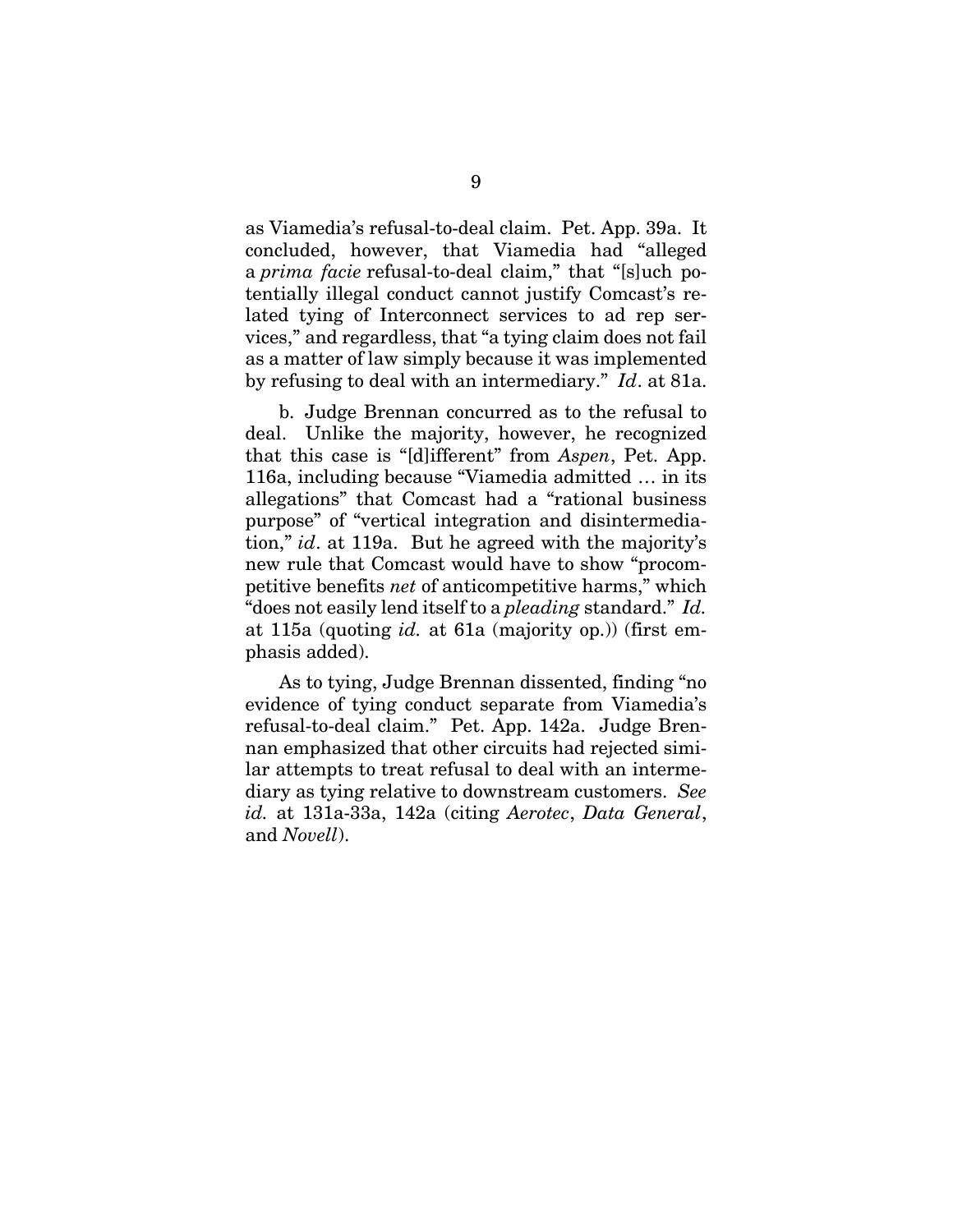as Viamedia's refusal-to-deal claim. Pet. App. 39a. It concluded, however, that Viamedia had "alleged a *prima facie* refusal-to-deal claim," that "[s]uch potentially illegal conduct cannot justify Comcast's related tying of Interconnect services to ad rep services," and regardless, that "a tying claim does not fail as a matter of law simply because it was implemented by refusing to deal with an intermediary." *Id*. at 81a.

b. Judge Brennan concurred as to the refusal to deal. Unlike the majority, however, he recognized that this case is "[d]ifferent" from *Aspen*, Pet. App. 116a, including because "Viamedia admitted … in its allegations" that Comcast had a "rational business purpose" of "vertical integration and disintermediation," *id*. at 119a. But he agreed with the majority's new rule that Comcast would have to show "procompetitive benefits *net* of anticompetitive harms," which "does not easily lend itself to a *pleading* standard." *Id.* at 115a (quoting *id.* at 61a (majority op.)) (first emphasis added).

As to tying, Judge Brennan dissented, finding "no evidence of tying conduct separate from Viamedia's refusal-to-deal claim." Pet. App. 142a. Judge Brennan emphasized that other circuits had rejected similar attempts to treat refusal to deal with an intermediary as tying relative to downstream customers. *See id.* at 131a-33a, 142a (citing *Aerotec*, *Data General*, and *Novell*).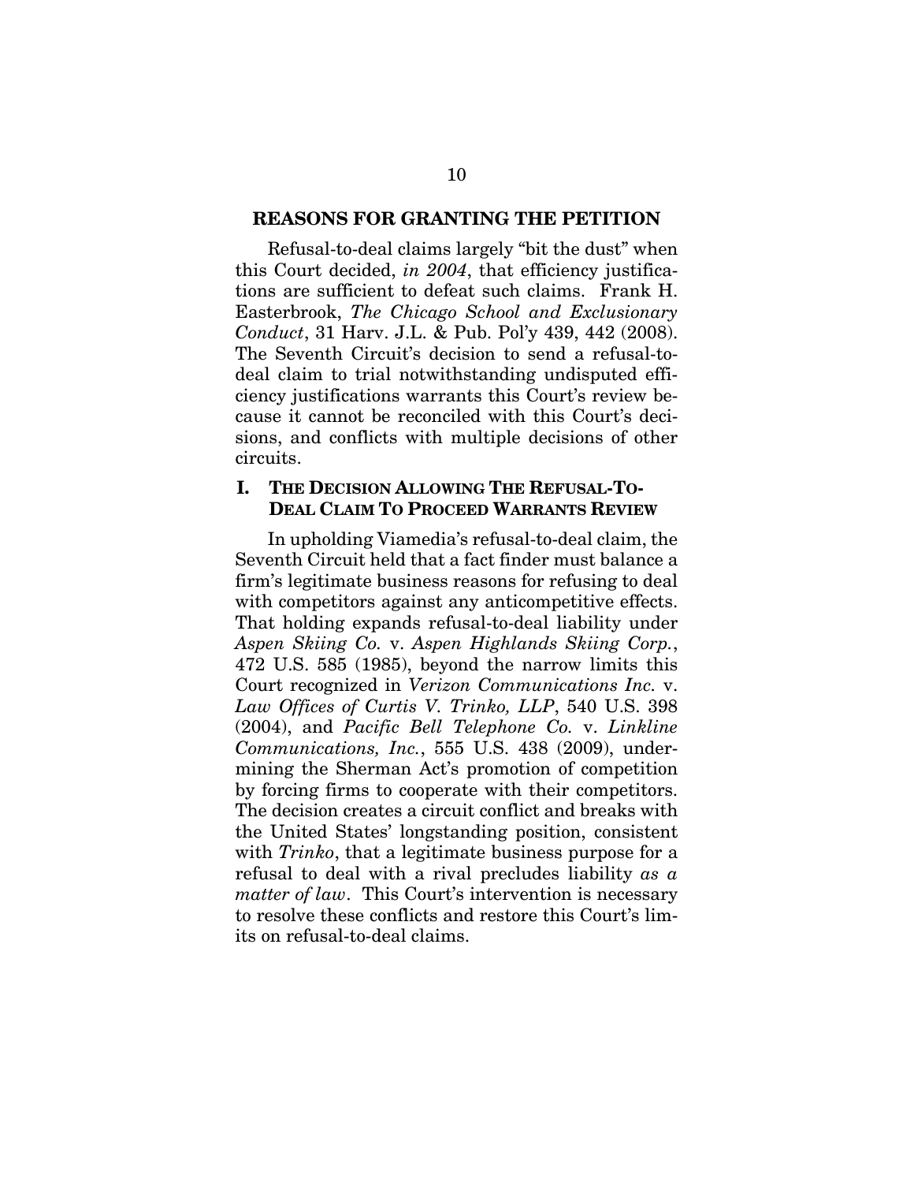## REASONS FOR GRANTING THE PETITION

Refusal-to-deal claims largely "bit the dust" when this Court decided, *in 2004*, that efficiency justifications are sufficient to defeat such claims. Frank H. Easterbrook, *The Chicago School and Exclusionary Conduct*, 31 Harv. J.L. & Pub. Pol'y 439, 442 (2008). The Seventh Circuit's decision to send a refusal-to-deal claim to trial notwithstanding undisputed efficiency justifications warrants this Court's review because it cannot be reconciled with this Court's decisions, and conflicts with multiple decisions of other circuits.

### I. THE DECISION ALLOWING THE REFUSAL-TO-DEAL CLAIM TO PROCEED WARRANTS REVIEW

In upholding Viamedia's refusal-to-deal claim, the Seventh Circuit held that a fact finder must balance a firm's legitimate business reasons for refusing to deal with competitors against any anticompetitive effects. That holding expands refusal-to-deal liability under *Aspen Skiing Co.* v. *Aspen Highlands Skiing Corp.*, 472 U.S. 585 (1985), beyond the narrow limits this Court recognized in *Verizon Communications Inc.* v. *Law Offices of Curtis V. Trinko, LLP*, 540 U.S. 398 (2004), and *Pacific Bell Telephone Co.* v. *Linkline Communications, Inc.*, 555 U.S. 438 (2009), undermining the Sherman Act's promotion of competition by forcing firms to cooperate with their competitors. The decision creates a circuit conflict and breaks with the United States' longstanding position, consistent with *Trinko*, that a legitimate business purpose for a refusal to deal with a rival precludes liability *as a matter of law*. This Court's intervention is necessary to resolve these conflicts and restore this Court's limits on refusal-to-deal claims.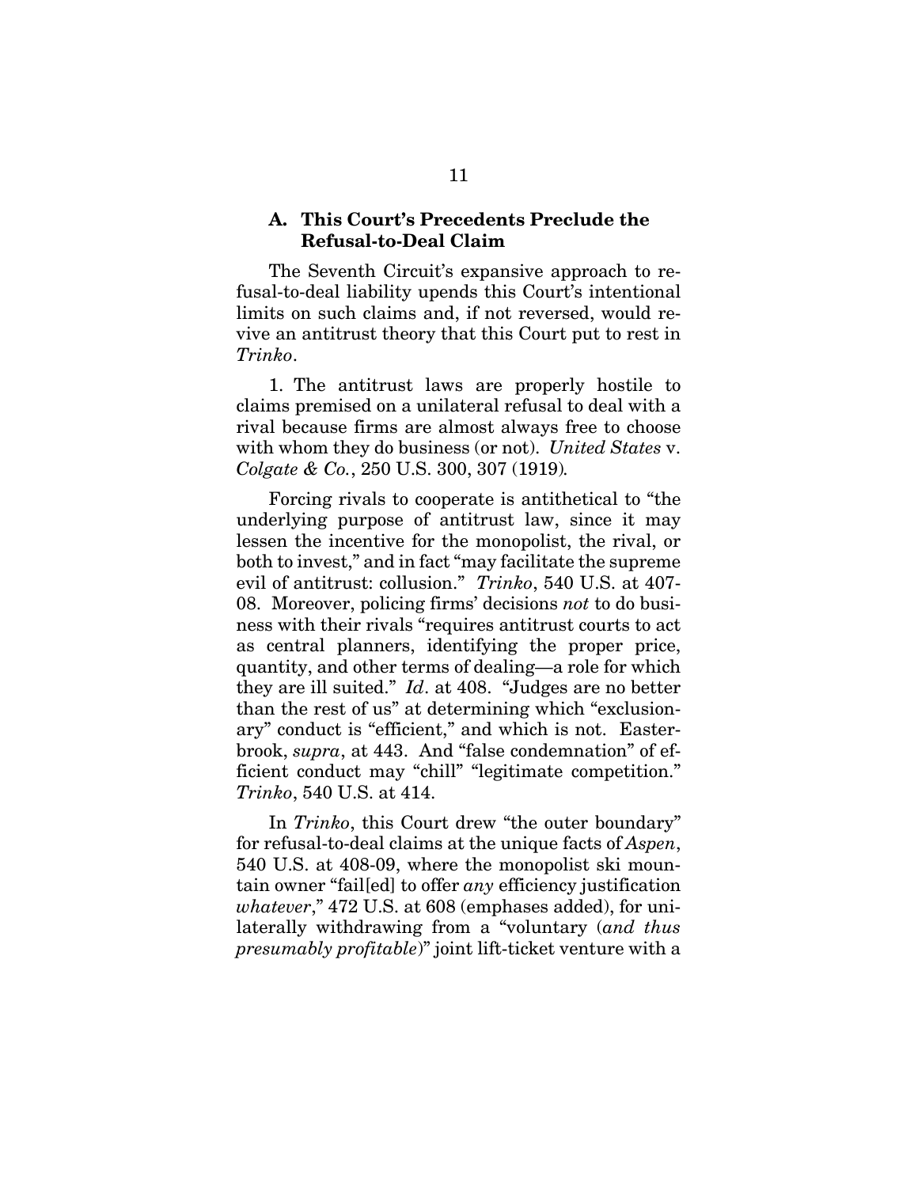### A. This Court's Precedents Preclude the Refusal-to-Deal Claim

The Seventh Circuit's expansive approach to refusal-to-deal liability upends this Court's intentional limits on such claims and, if not reversed, would revive an antitrust theory that this Court put to rest in *Trinko*.

1. The antitrust laws are properly hostile to claims premised on a unilateral refusal to deal with a rival because firms are almost always free to choose with whom they do business (or not). *United States* v. *Colgate & Co.*, 250 U.S. 300, 307 (1919).

Forcing rivals to cooperate is antithetical to "the underlying purpose of antitrust law, since it may lessen the incentive for the monopolist, the rival, or both to invest," and in fact "may facilitate the supreme evil of antitrust: collusion." *Trinko*, 540 U.S. at 407-08. Moreover, policing firms' decisions *not* to do business with their rivals "requires antitrust courts to act as central planners, identifying the proper price, quantity, and other terms of dealing—a role for which they are ill suited." *Id*. at 408. "Judges are no better than the rest of us" at determining which "exclusionary" conduct is "efficient," and which is not. Easterbrook, *supra*, at 443. And "false condemnation" of efficient conduct may "chill" "legitimate competition." *Trinko*, 540 U.S. at 414.

In *Trinko*, this Court drew "the outer boundary" for refusal-to-deal claims at the unique facts of *Aspen*, 540 U.S. at 408-09, where the monopolist ski mountain owner "fail[ed] to offer *any* efficiency justification *whatever*," 472 U.S. at 608 (emphases added), for unilaterally withdrawing from a "voluntary (*and thus presumably profitable*)" joint lift-ticket venture with a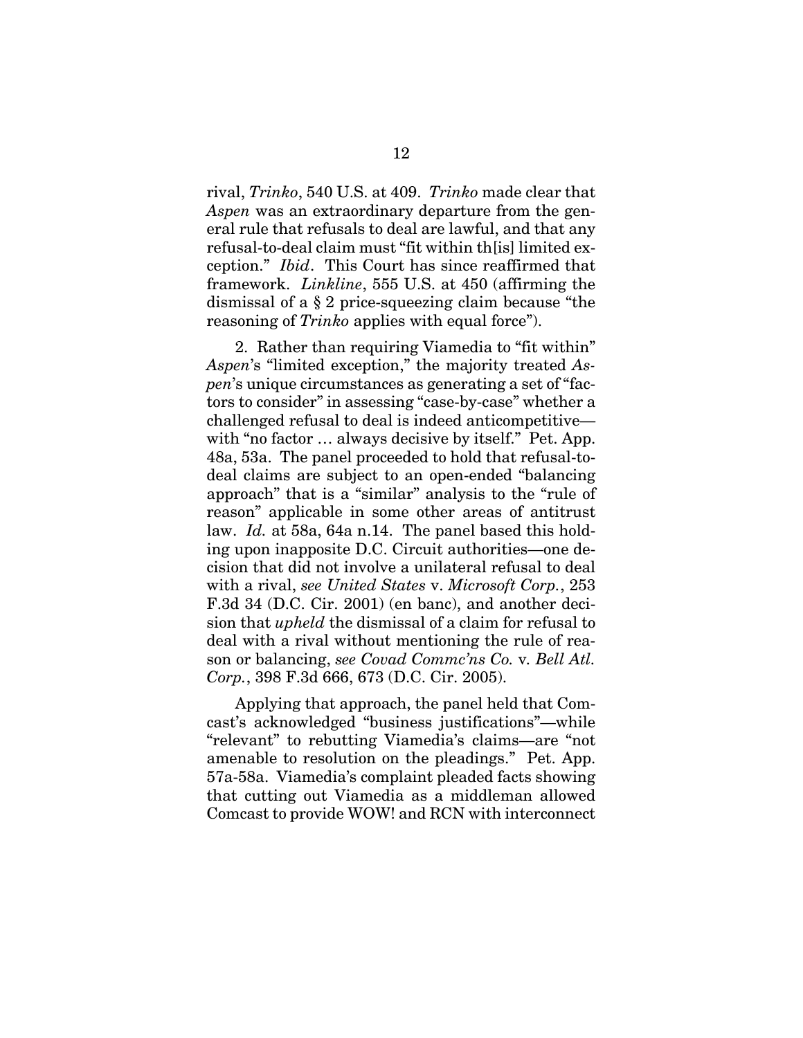rival, *Trinko*, 540 U.S. at 409. *Trinko* made clear that *Aspen* was an extraordinary departure from the general rule that refusals to deal are lawful, and that any refusal-to-deal claim must "fit within th[is] limited exception." *Ibid*. This Court has since reaffirmed that framework. *Linkline*, 555 U.S. at 450 (affirming the dismissal of a § 2 price-squeezing claim because "the reasoning of *Trinko* applies with equal force").

2. Rather than requiring Viamedia to "fit within" *Aspen*'s "limited exception," the majority treated *Aspen*'s unique circumstances as generating a set of "factors to consider" in assessing "case-by-case" whether a challenged refusal to deal is indeed anticompetitive—with "no factor … always decisive by itself." Pet. App. 48a, 53a. The panel proceeded to hold that refusal-to-deal claims are subject to an open-ended "balancing approach" that is a "similar" analysis to the "rule of reason" applicable in some other areas of antitrust law. *Id.* at 58a, 64a n.14. The panel based this holding upon inapposite D.C. Circuit authorities—one decision that did not involve a unilateral refusal to deal with a rival, *see United States* v. *Microsoft Corp.*, 253 F.3d 34 (D.C. Cir. 2001) (en banc), and another decision that *upheld* the dismissal of a claim for refusal to deal with a rival without mentioning the rule of reason or balancing, *see Covad Commc'ns Co.* v. *Bell Atl. Corp.*, 398 F.3d 666, 673 (D.C. Cir. 2005).

Applying that approach, the panel held that Comcast's acknowledged "business justifications"—while "relevant" to rebutting Viamedia's claims—are "not amenable to resolution on the pleadings." Pet. App. 57a-58a. Viamedia's complaint pleaded facts showing that cutting out Viamedia as a middleman allowed Comcast to provide WOW! and RCN with interconnect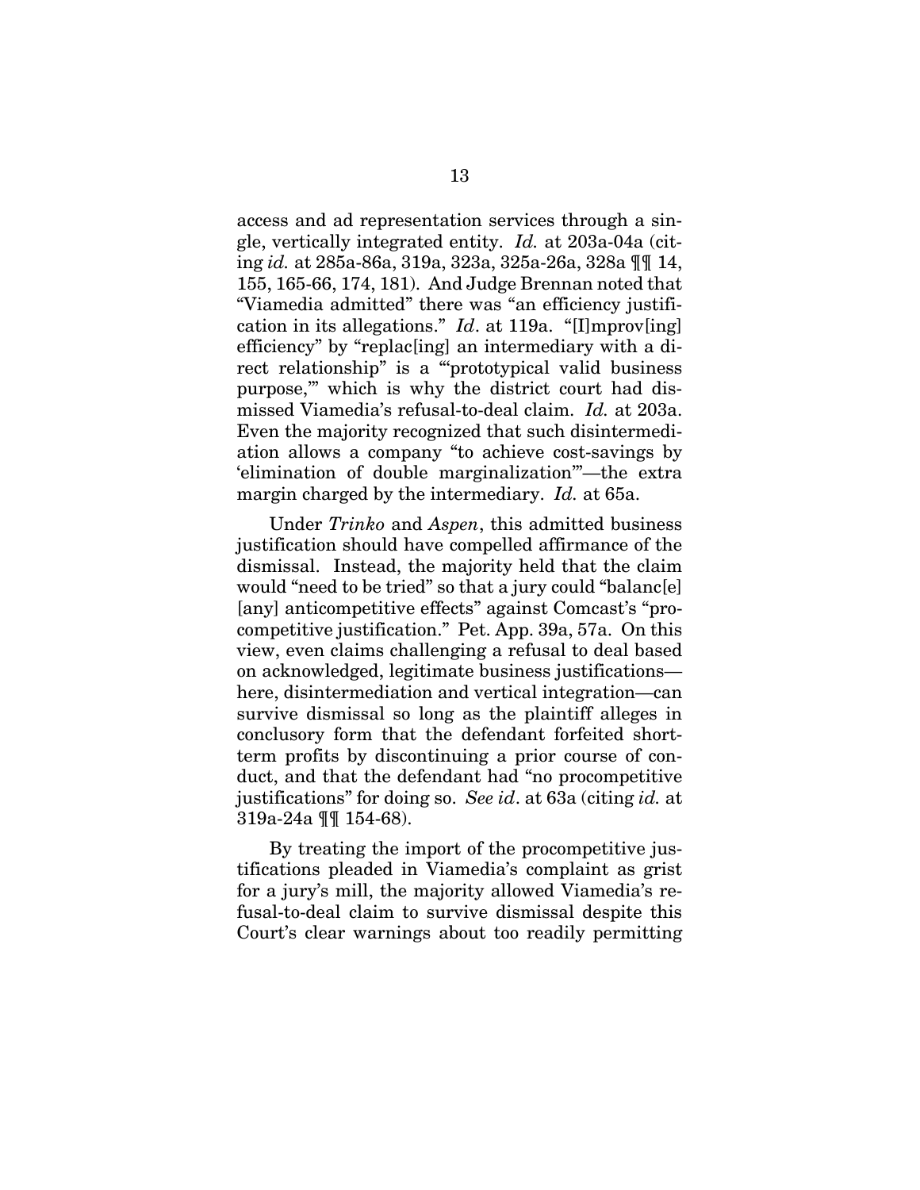access and ad representation services through a single, vertically integrated entity. *Id.* at 203a-04a (citing *id.* at 285a-86a, 319a, 323a, 325a-26a, 328a ¶¶ 14, 155, 165-66, 174, 181). And Judge Brennan noted that "Viamedia admitted" there was "an efficiency justification in its allegations." *Id*. at 119a. "[I]mprov[ing] efficiency" by "replac[ing] an intermediary with a direct relationship" is a "'prototypical valid business purpose,'" which is why the district court had dismissed Viamedia's refusal-to-deal claim. *Id.* at 203a. Even the majority recognized that such disintermediation allows a company "to achieve cost-savings by 'elimination of double marginalization'"—the extra margin charged by the intermediary. *Id.* at 65a.

Under *Trinko* and *Aspen*, this admitted business justification should have compelled affirmance of the dismissal. Instead, the majority held that the claim would "need to be tried" so that a jury could "balanc[e] [any] anticompetitive effects" against Comcast's "procompetitive justification." Pet. App. 39a, 57a. On this view, even claims challenging a refusal to deal based on acknowledged, legitimate business justifications—here, disintermediation and vertical integration—can survive dismissal so long as the plaintiff alleges in conclusory form that the defendant forfeited short-term profits by discontinuing a prior course of conduct, and that the defendant had "no procompetitive justifications" for doing so. *See id*. at 63a (citing *id.* at 319a-24a ¶¶ 154-68).

By treating the import of the procompetitive justifications pleaded in Viamedia's complaint as grist for a jury's mill, the majority allowed Viamedia's refusal-to-deal claim to survive dismissal despite this Court's clear warnings about too readily permitting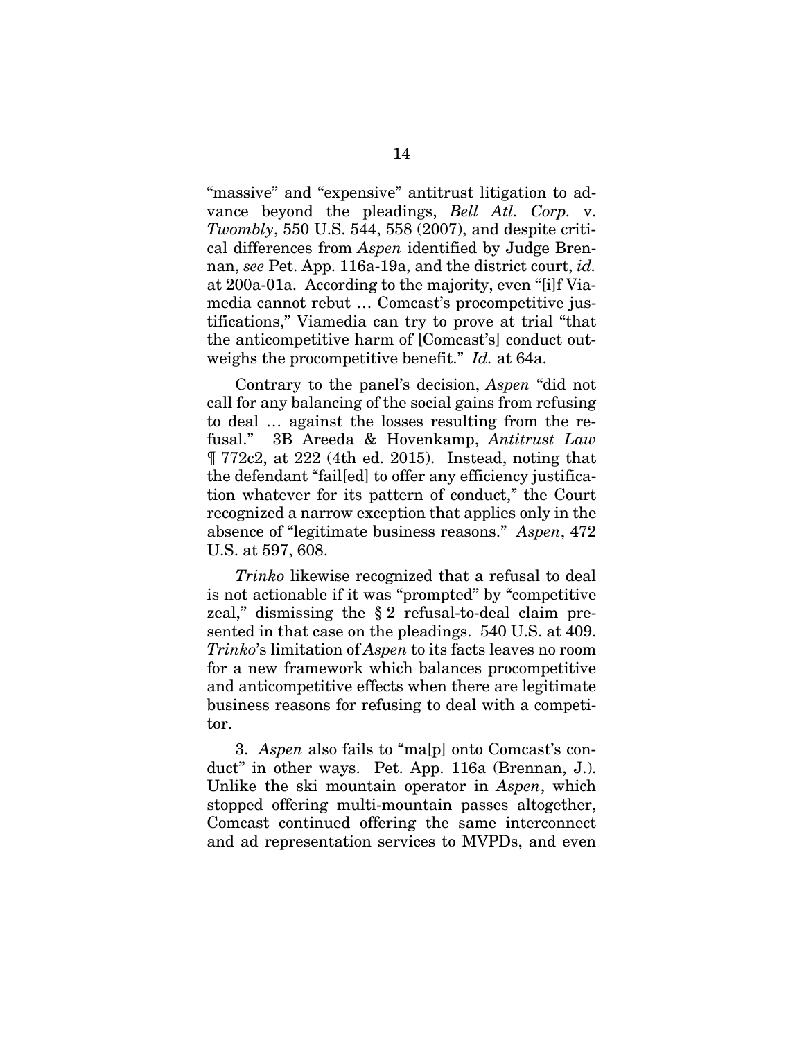"massive" and "expensive" antitrust litigation to advance beyond the pleadings, *Bell Atl. Corp.* v. *Twombly*, 550 U.S. 544, 558 (2007), and despite critical differences from *Aspen* identified by Judge Brennan, *see* Pet. App. 116a-19a, and the district court, *id.* at 200a-01a. According to the majority, even "[i]f Viamedia cannot rebut … Comcast's procompetitive justifications," Viamedia can try to prove at trial "that the anticompetitive harm of [Comcast's] conduct outweighs the procompetitive benefit." *Id.* at 64a.

Contrary to the panel's decision, *Aspen* "did not call for any balancing of the social gains from refusing to deal … against the losses resulting from the refusal." 3B Areeda & Hovenkamp, *Antitrust Law* ¶ 772c2, at 222 (4th ed. 2015). Instead, noting that the defendant "fail[ed] to offer any efficiency justification whatever for its pattern of conduct," the Court recognized a narrow exception that applies only in the absence of "legitimate business reasons." *Aspen*, 472 U.S. at 597, 608.

*Trinko* likewise recognized that a refusal to deal is not actionable if it was "prompted" by "competitive zeal," dismissing the § 2 refusal-to-deal claim presented in that case on the pleadings. 540 U.S. at 409. *Trinko*'s limitation of *Aspen* to its facts leaves no room for a new framework which balances procompetitive and anticompetitive effects when there are legitimate business reasons for refusing to deal with a competitor.

3. *Aspen* also fails to "ma[p] onto Comcast's conduct" in other ways. Pet. App. 116a (Brennan, J.). Unlike the ski mountain operator in *Aspen*, which stopped offering multi-mountain passes altogether, Comcast continued offering the same interconnect and ad representation services to MVPDs, and even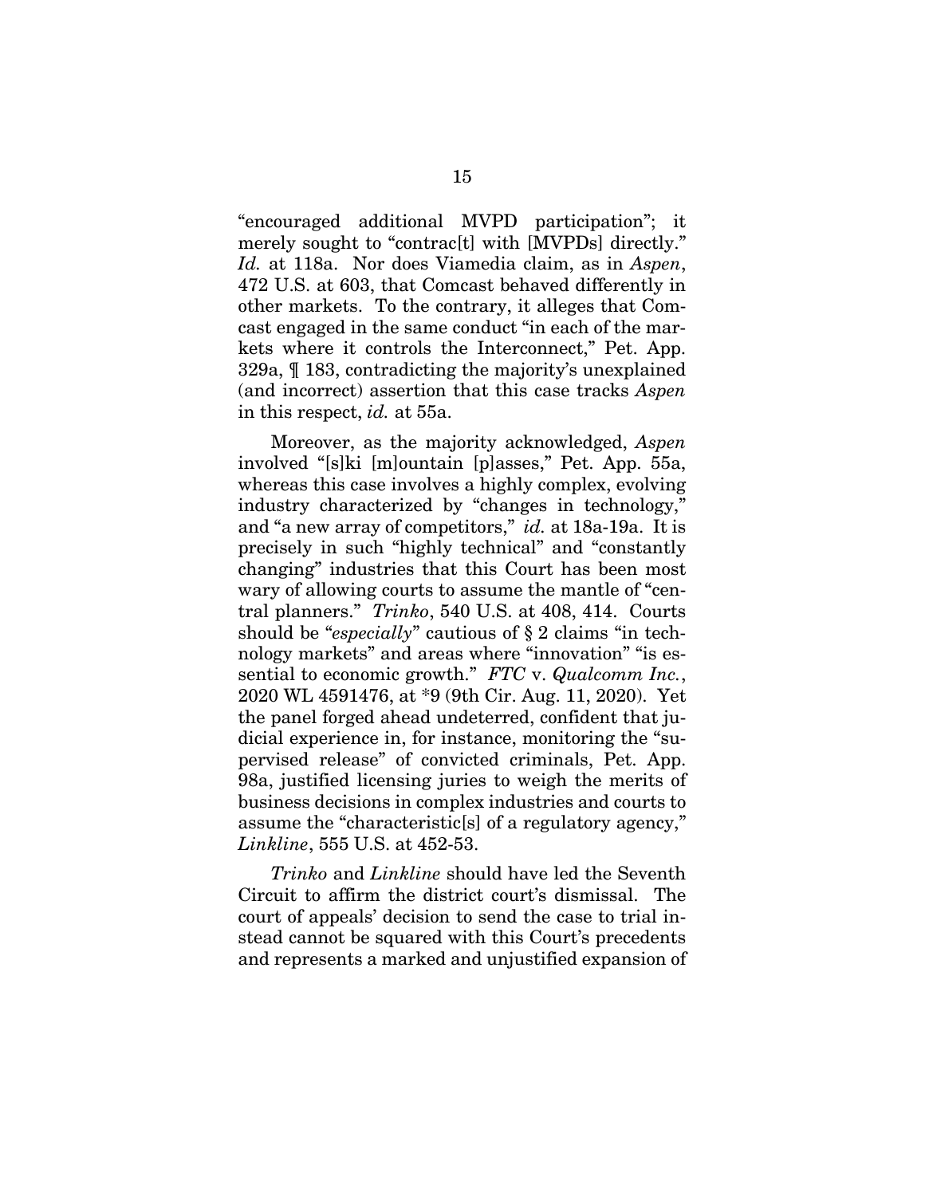"encouraged additional MVPD participation"; it merely sought to "contrac[t] with [MVPDs] directly." *Id.* at 118a. Nor does Viamedia claim, as in *Aspen*, 472 U.S. at 603, that Comcast behaved differently in other markets. To the contrary, it alleges that Comcast engaged in the same conduct "in each of the markets where it controls the Interconnect," Pet. App. 329a, ¶ 183, contradicting the majority's unexplained (and incorrect) assertion that this case tracks *Aspen* in this respect, *id.* at 55a.

Moreover, as the majority acknowledged, *Aspen* involved "[s]ki [m]ountain [p]asses," Pet. App. 55a, whereas this case involves a highly complex, evolving industry characterized by "changes in technology," and "a new array of competitors," *id.* at 18a-19a. It is precisely in such "highly technical" and "constantly changing" industries that this Court has been most wary of allowing courts to assume the mantle of "central planners." *Trinko*, 540 U.S. at 408, 414. Courts should be "*especially*" cautious of § 2 claims "in technology markets" and areas where "innovation" "is essential to economic growth." *FTC* v. *Qualcomm Inc.*, 2020 WL 4591476, at *9 (9th Cir. Aug. 11, 2020). Yet the panel forged ahead undeterred, confident that judicial experience in, for instance, monitoring the "supervised release" of convicted criminals, Pet. App. 98a, justified licensing juries to weigh the merits of business decisions in complex industries and courts to assume the "characteristic[s] of a regulatory agency," *Linkline*, 555 U.S. at 452-53.

*Trinko* and *Linkline* should have led the Seventh Circuit to affirm the district court's dismissal. The court of appeals' decision to send the case to trial instead cannot be squared with this Court's precedents and represents a marked and unjustified expansion of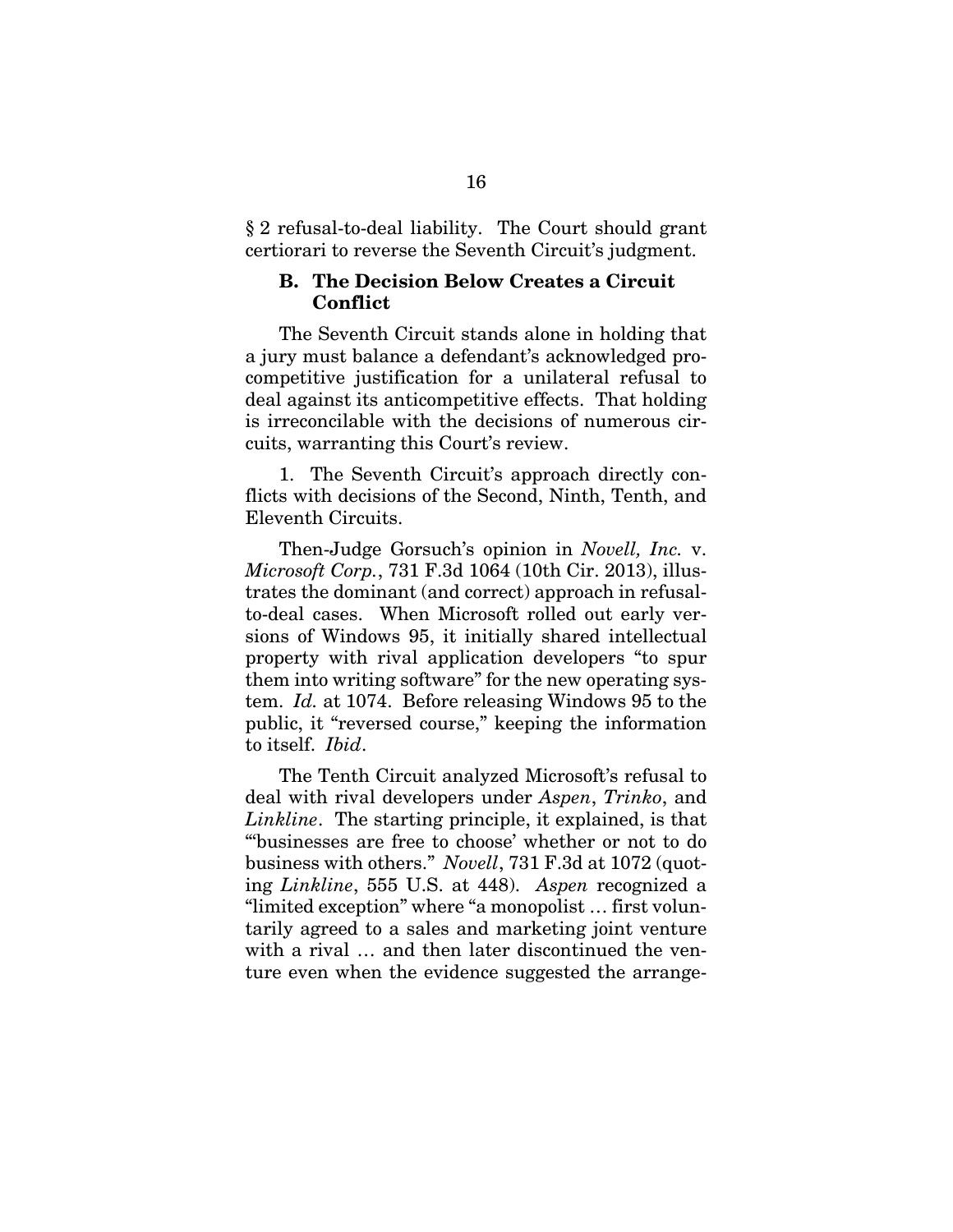§ 2 refusal-to-deal liability. The Court should grant certiorari to reverse the Seventh Circuit's judgment.

### B. The Decision Below Creates a Circuit Conflict

The Seventh Circuit stands alone in holding that a jury must balance a defendant's acknowledged procompetitive justification for a unilateral refusal to deal against its anticompetitive effects. That holding is irreconcilable with the decisions of numerous circuits, warranting this Court's review.

1. The Seventh Circuit's approach directly conflicts with decisions of the Second, Ninth, Tenth, and Eleventh Circuits.

Then-Judge Gorsuch's opinion in *Novell, Inc.* v. *Microsoft Corp.*, 731 F.3d 1064 (10th Cir. 2013), illustrates the dominant (and correct) approach in refusal-to-deal cases. When Microsoft rolled out early versions of Windows 95, it initially shared intellectual property with rival application developers "to spur them into writing software" for the new operating system. *Id.* at 1074. Before releasing Windows 95 to the public, it "reversed course," keeping the information to itself. *Ibid*.

The Tenth Circuit analyzed Microsoft's refusal to deal with rival developers under *Aspen*, *Trinko*, and *Linkline*. The starting principle, it explained, is that "'businesses are free to choose' whether or not to do business with others." *Novell*, 731 F.3d at 1072 (quoting *Linkline*, 555 U.S. at 448). *Aspen* recognized a "limited exception" where "a monopolist … first voluntarily agreed to a sales and marketing joint venture with a rival … and then later discontinued the venture even when the evidence suggested the arrange-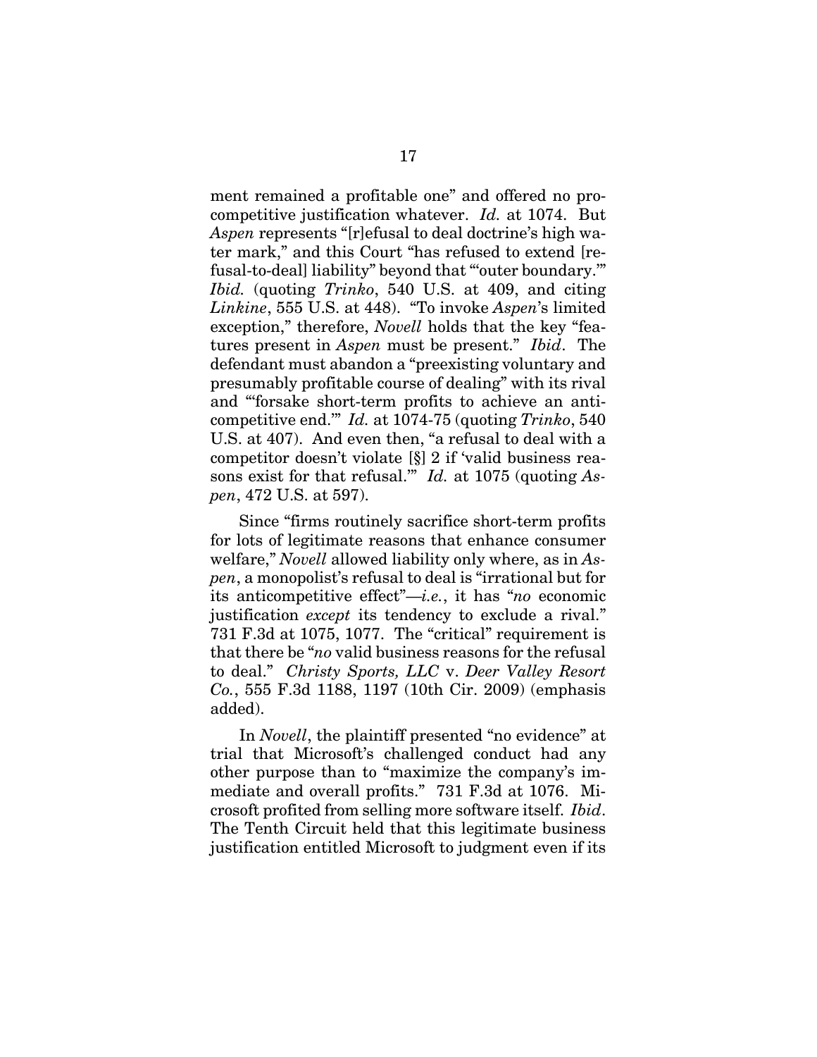ment remained a profitable one" and offered no procompetitive justification whatever. *Id.* at 1074. But *Aspen* represents "[r]efusal to deal doctrine's high water mark," and this Court "has refused to extend [refusal-to-deal] liability" beyond that "'outer boundary.'" *Ibid.* (quoting *Trinko*, 540 U.S. at 409, and citing *Linkine*, 555 U.S. at 448). "To invoke *Aspen*'s limited exception," therefore, *Novell* holds that the key "features present in *Aspen* must be present." *Ibid*. The defendant must abandon a "preexisting voluntary and presumably profitable course of dealing" with its rival and "'forsake short-term profits to achieve an anticompetitive end.'" *Id.* at 1074-75 (quoting *Trinko*, 540 U.S. at 407). And even then, "a refusal to deal with a competitor doesn't violate [§] 2 if 'valid business reasons exist for that refusal.'" *Id.* at 1075 (quoting *Aspen*, 472 U.S. at 597).

Since "firms routinely sacrifice short-term profits for lots of legitimate reasons that enhance consumer welfare," *Novell* allowed liability only where, as in *Aspen*, a monopolist's refusal to deal is "irrational but for its anticompetitive effect"—*i.e.*, it has "*no* economic justification *except* its tendency to exclude a rival." 731 F.3d at 1075, 1077. The "critical" requirement is that there be "*no* valid business reasons for the refusal to deal." *Christy Sports, LLC* v. *Deer Valley Resort Co.*, 555 F.3d 1188, 1197 (10th Cir. 2009) (emphasis added).

In *Novell*, the plaintiff presented "no evidence" at trial that Microsoft's challenged conduct had any other purpose than to "maximize the company's immediate and overall profits." 731 F.3d at 1076. Microsoft profited from selling more software itself. *Ibid*. The Tenth Circuit held that this legitimate business justification entitled Microsoft to judgment even if its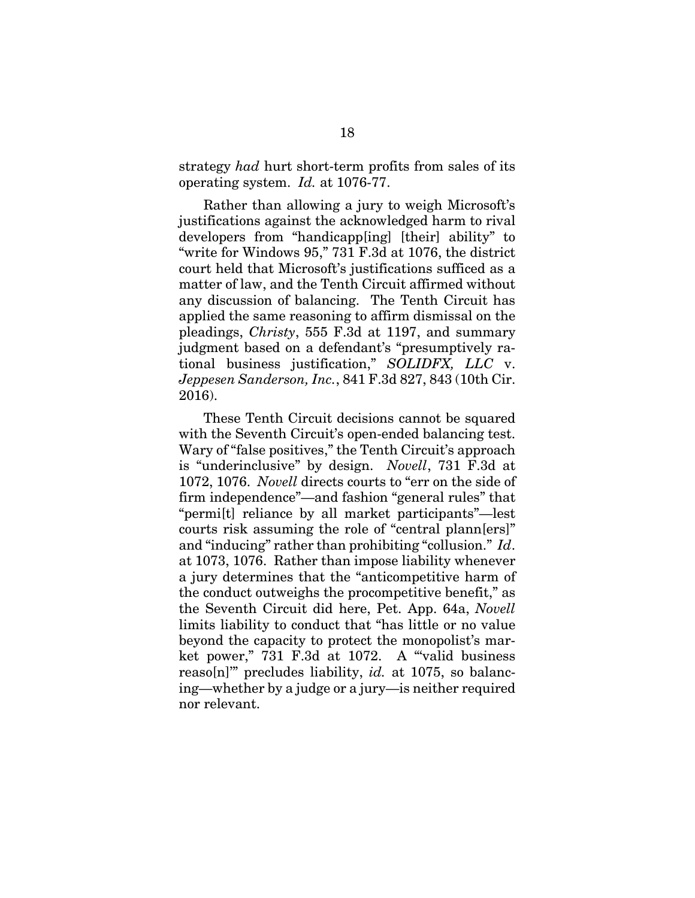strategy *had* hurt short-term profits from sales of its operating system. *Id.* at 1076-77.

Rather than allowing a jury to weigh Microsoft's justifications against the acknowledged harm to rival developers from "handicapp[ing] [their] ability" to "write for Windows 95," 731 F.3d at 1076, the district court held that Microsoft's justifications sufficed as a matter of law, and the Tenth Circuit affirmed without any discussion of balancing. The Tenth Circuit has applied the same reasoning to affirm dismissal on the pleadings, *Christy*, 555 F.3d at 1197, and summary judgment based on a defendant's "presumptively rational business justification," *SOLIDFX, LLC* v. *Jeppesen Sanderson, Inc.*, 841 F.3d 827, 843 (10th Cir. 2016).

These Tenth Circuit decisions cannot be squared with the Seventh Circuit's open-ended balancing test. Wary of "false positives," the Tenth Circuit's approach is "underinclusive" by design. *Novell*, 731 F.3d at 1072, 1076. *Novell* directs courts to "err on the side of firm independence"—and fashion "general rules" that "permi[t] reliance by all market participants"—lest courts risk assuming the role of "central plann[ers]" and "inducing" rather than prohibiting "collusion." *Id*. at 1073, 1076. Rather than impose liability whenever a jury determines that the "anticompetitive harm of the conduct outweighs the procompetitive benefit," as the Seventh Circuit did here, Pet. App. 64a, *Novell* limits liability to conduct that "has little or no value beyond the capacity to protect the monopolist's market power," 731 F.3d at 1072. A "'valid business reaso[n]'" precludes liability, *id.* at 1075, so balancing—whether by a judge or a jury—is neither required nor relevant.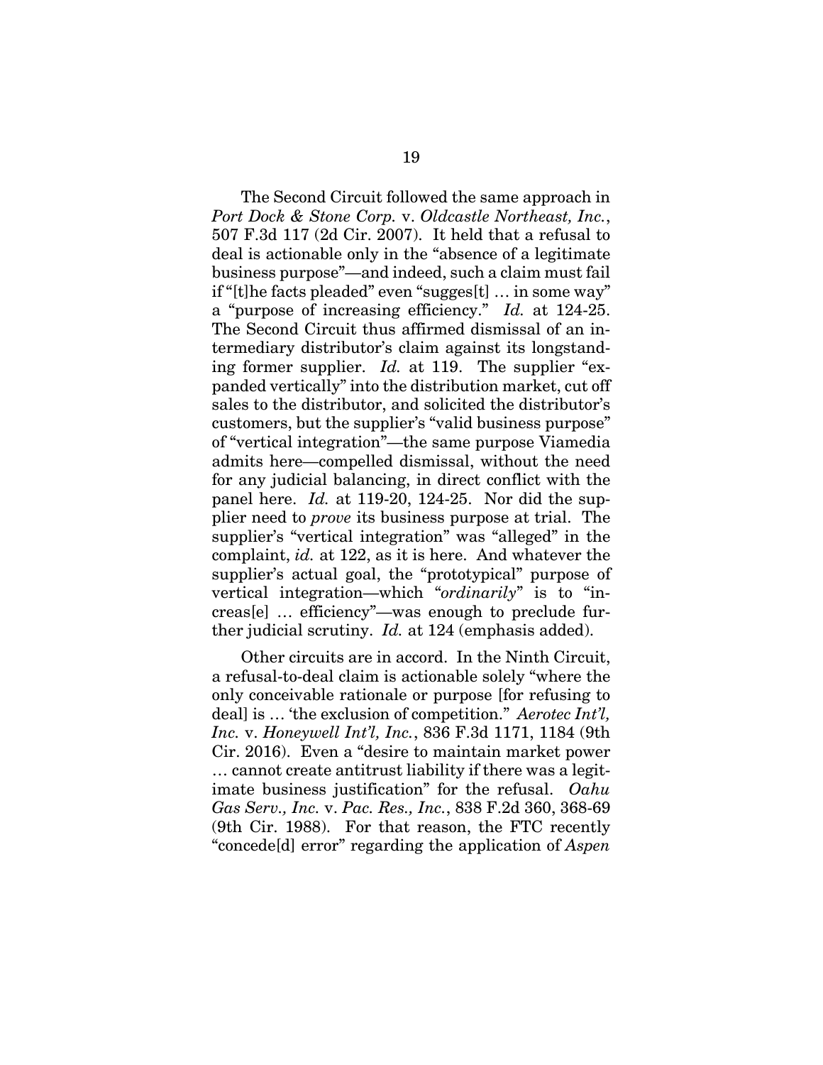The Second Circuit followed the same approach in *Port Dock & Stone Corp.* v. *Oldcastle Northeast, Inc.*, 507 F.3d 117 (2d Cir. 2007). It held that a refusal to deal is actionable only in the "absence of a legitimate business purpose"—and indeed, such a claim must fail if "[t]he facts pleaded" even "sugges[t] … in some way" a "purpose of increasing efficiency." *Id.* at 124-25. The Second Circuit thus affirmed dismissal of an intermediary distributor's claim against its longstanding former supplier. *Id.* at 119. The supplier "expanded vertically" into the distribution market, cut off sales to the distributor, and solicited the distributor's customers, but the supplier's "valid business purpose" of "vertical integration"—the same purpose Viamedia admits here—compelled dismissal, without the need for any judicial balancing, in direct conflict with the panel here. *Id.* at 119-20, 124-25. Nor did the supplier need to *prove* its business purpose at trial. The supplier's "vertical integration" was "alleged" in the complaint, *id.* at 122, as it is here. And whatever the supplier's actual goal, the "prototypical" purpose of vertical integration—which "*ordinarily*" is to "increas[e] … efficiency"—was enough to preclude further judicial scrutiny. *Id.* at 124 (emphasis added).

Other circuits are in accord. In the Ninth Circuit, a refusal-to-deal claim is actionable solely "where the only conceivable rationale or purpose [for refusing to deal] is … 'the exclusion of competition." *Aerotec Int'l, Inc.* v. *Honeywell Int'l, Inc.*, 836 F.3d 1171, 1184 (9th Cir. 2016). Even a "desire to maintain market power … cannot create antitrust liability if there was a legitimate business justification" for the refusal. *Oahu Gas Serv., Inc.* v. *Pac. Res., Inc.*, 838 F.2d 360, 368-69 (9th Cir. 1988). For that reason, the FTC recently "concede[d] error" regarding the application of *Aspen*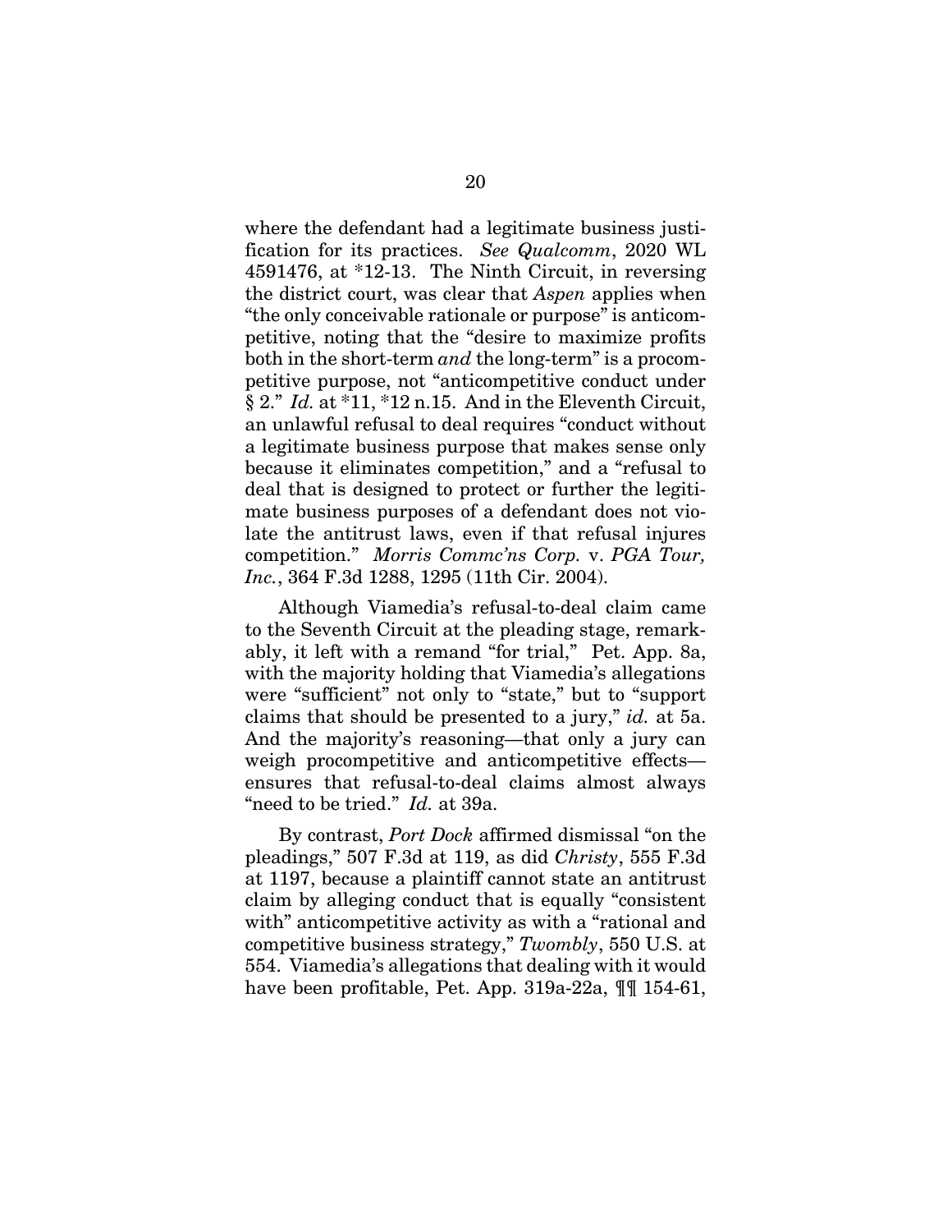where the defendant had a legitimate business justification for its practices. *See Qualcomm*, 2020 WL 4591476, at *12-13. The Ninth Circuit, in reversing the district court, was clear that *Aspen* applies when "the only conceivable rationale or purpose" is anticompetitive, noting that the "desire to maximize profits both in the short-term *and* the long-term" is a procompetitive purpose, not "anticompetitive conduct under § 2." *Id.* at *11, *12 n.15. And in the Eleventh Circuit, an unlawful refusal to deal requires "conduct without a legitimate business purpose that makes sense only because it eliminates competition," and a "refusal to deal that is designed to protect or further the legitimate business purposes of a defendant does not violate the antitrust laws, even if that refusal injures competition." *Morris Commc'ns Corp.* v. *PGA Tour, Inc.*, 364 F.3d 1288, 1295 (11th Cir. 2004).

Although Viamedia's refusal-to-deal claim came to the Seventh Circuit at the pleading stage, remarkably, it left with a remand "for trial," Pet. App. 8a, with the majority holding that Viamedia's allegations were "sufficient" not only to "state," but to "support claims that should be presented to a jury," *id.* at 5a. And the majority's reasoning—that only a jury can weigh procompetitive and anticompetitive effects—ensures that refusal-to-deal claims almost always "need to be tried." *Id.* at 39a.

By contrast, *Port Dock* affirmed dismissal "on the pleadings," 507 F.3d at 119, as did *Christy*, 555 F.3d at 1197, because a plaintiff cannot state an antitrust claim by alleging conduct that is equally "consistent with" anticompetitive activity as with a "rational and competitive business strategy," *Twombly*, 550 U.S. at 554. Viamedia's allegations that dealing with it would have been profitable, Pet. App. 319a-22a, ¶¶ 154-61,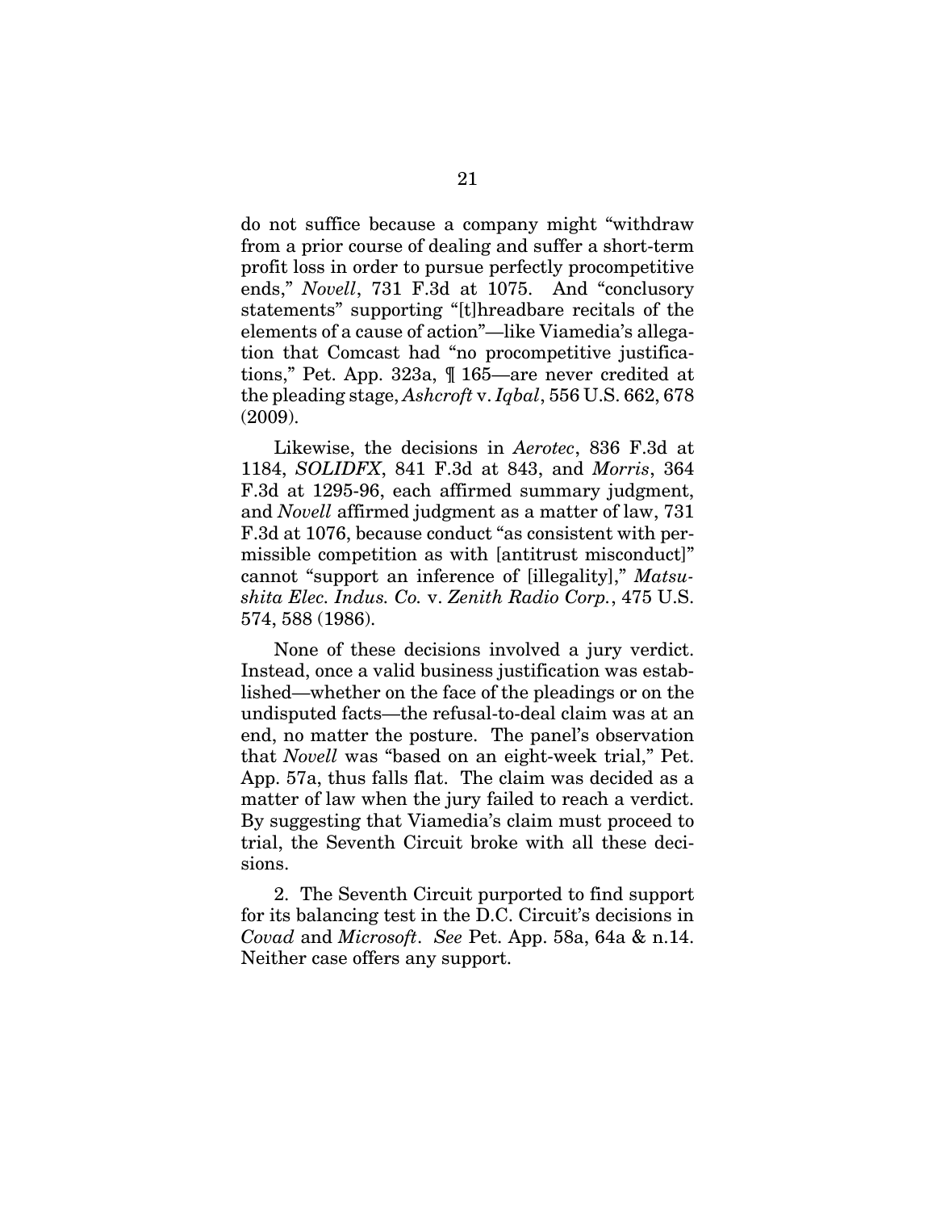do not suffice because a company might "withdraw from a prior course of dealing and suffer a short-term profit loss in order to pursue perfectly procompetitive ends," *Novell*, 731 F.3d at 1075. And "conclusory statements" supporting "[t]hreadbare recitals of the elements of a cause of action"—like Viamedia's allegation that Comcast had "no procompetitive justifications," Pet. App. 323a, ¶ 165—are never credited at the pleading stage, *Ashcroft* v. *Iqbal*, 556 U.S. 662, 678 (2009).

Likewise, the decisions in *Aerotec*, 836 F.3d at 1184, *SOLIDFX*, 841 F.3d at 843, and *Morris*, 364 F.3d at 1295-96, each affirmed summary judgment, and *Novell* affirmed judgment as a matter of law, 731 F.3d at 1076, because conduct "as consistent with permissible competition as with [antitrust misconduct]" cannot "support an inference of [illegality]," *Matsushita Elec. Indus. Co.* v. *Zenith Radio Corp.*, 475 U.S. 574, 588 (1986).

None of these decisions involved a jury verdict. Instead, once a valid business justification was established—whether on the face of the pleadings or on the undisputed facts—the refusal-to-deal claim was at an end, no matter the posture. The panel's observation that *Novell* was "based on an eight-week trial," Pet. App. 57a, thus falls flat. The claim was decided as a matter of law when the jury failed to reach a verdict. By suggesting that Viamedia's claim must proceed to trial, the Seventh Circuit broke with all these decisions.

2. The Seventh Circuit purported to find support for its balancing test in the D.C. Circuit's decisions in *Covad* and *Microsoft*. *See* Pet. App. 58a, 64a & n.14. Neither case offers any support.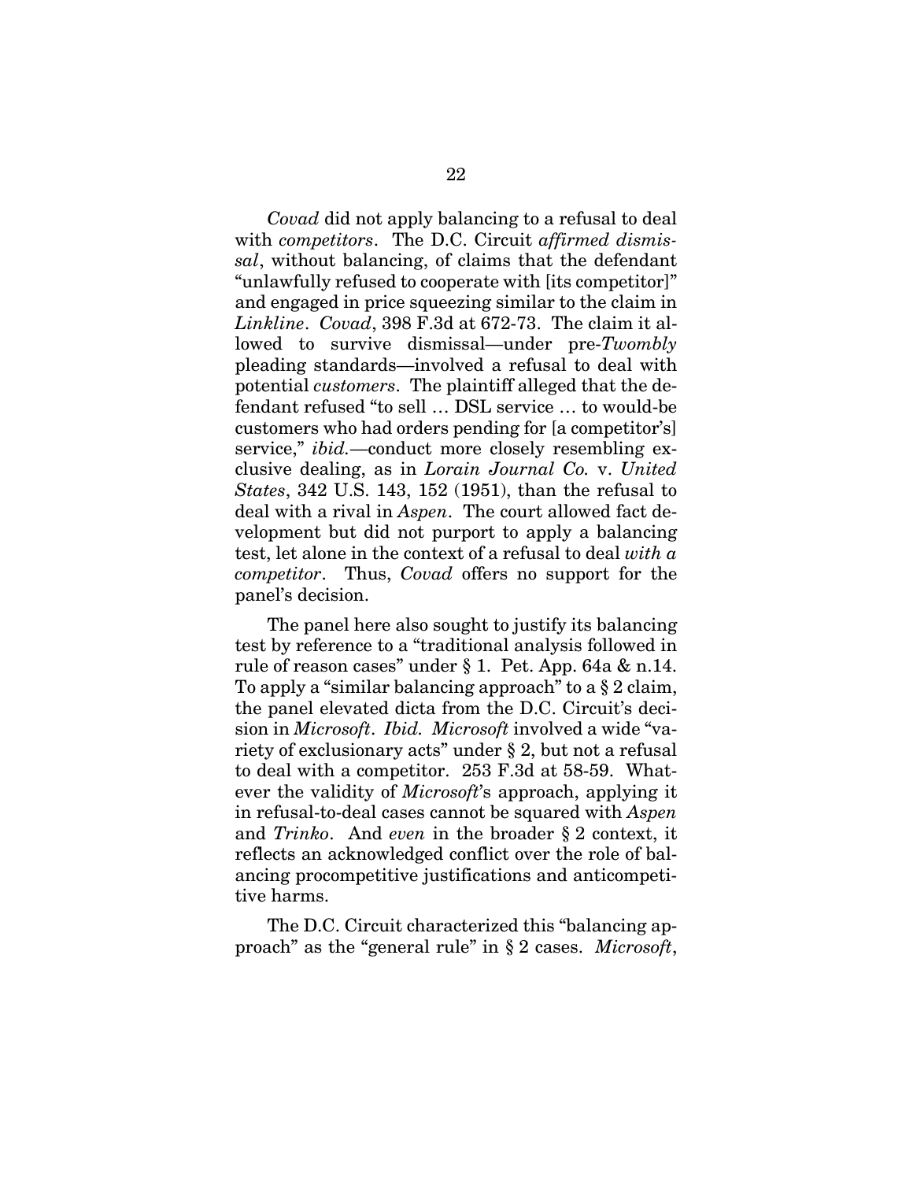*Covad* did not apply balancing to a refusal to deal with *competitors*. The D.C. Circuit *affirmed dismissal*, without balancing, of claims that the defendant "unlawfully refused to cooperate with [its competitor]" and engaged in price squeezing similar to the claim in *Linkline*. *Covad*, 398 F.3d at 672-73. The claim it allowed to survive dismissal—under pre-*Twombly* pleading standards—involved a refusal to deal with potential *customers*. The plaintiff alleged that the defendant refused "to sell … DSL service … to would-be customers who had orders pending for [a competitor's] service," *ibid.*—conduct more closely resembling exclusive dealing, as in *Lorain Journal Co.* v. *United States*, 342 U.S. 143, 152 (1951), than the refusal to deal with a rival in *Aspen*. The court allowed fact development but did not purport to apply a balancing test, let alone in the context of a refusal to deal *with a competitor*. Thus, *Covad* offers no support for the panel's decision.

The panel here also sought to justify its balancing test by reference to a "traditional analysis followed in rule of reason cases" under § 1. Pet. App. 64a & n.14. To apply a "similar balancing approach" to a § 2 claim, the panel elevated dicta from the D.C. Circuit's decision in *Microsoft*. *Ibid. Microsoft* involved a wide "variety of exclusionary acts" under § 2, but not a refusal to deal with a competitor. 253 F.3d at 58-59. Whatever the validity of *Microsoft*'s approach, applying it in refusal-to-deal cases cannot be squared with *Aspen* and *Trinko*. And *even* in the broader § 2 context, it reflects an acknowledged conflict over the role of balancing procompetitive justifications and anticompetitive harms.

The D.C. Circuit characterized this "balancing approach" as the "general rule" in § 2 cases. *Microsoft*,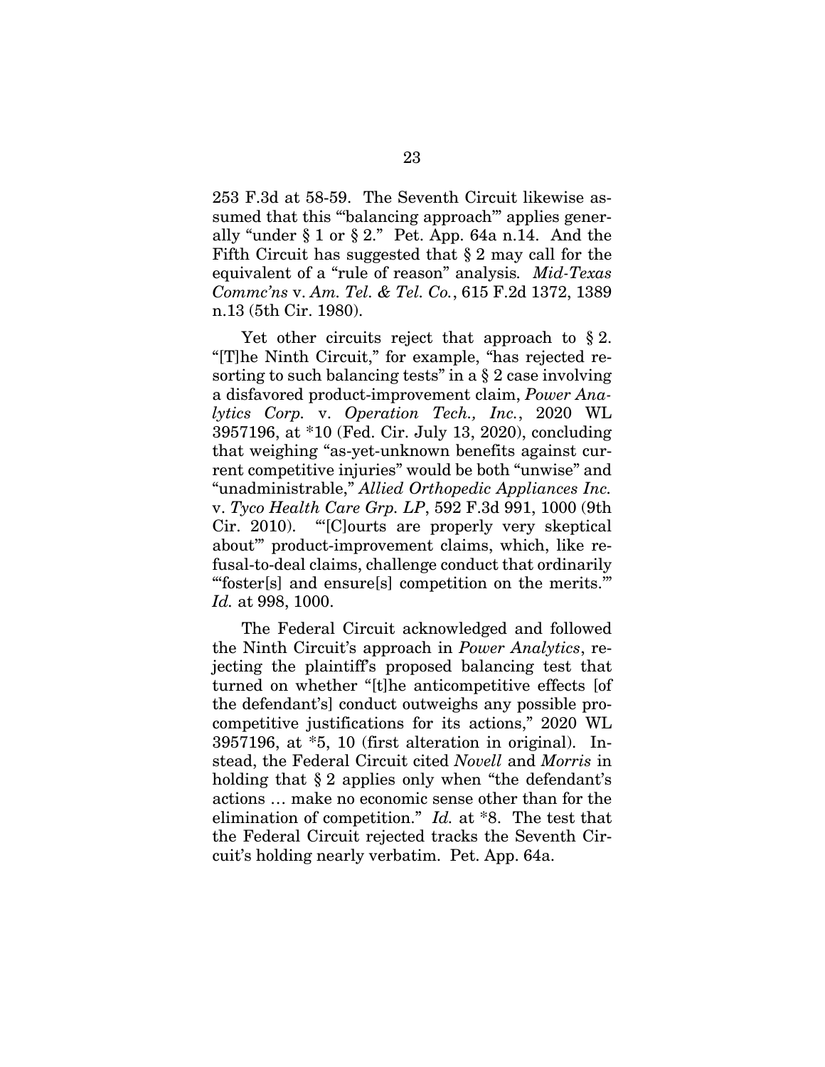253 F.3d at 58-59. The Seventh Circuit likewise assumed that this "'balancing approach'" applies generally "under § 1 or § 2." Pet. App. 64a n.14. And the Fifth Circuit has suggested that § 2 may call for the equivalent of a "rule of reason" analysis. *Mid-Texas Commc'ns* v. *Am. Tel. & Tel. Co.*, 615 F.2d 1372, 1389 n.13 (5th Cir. 1980).

Yet other circuits reject that approach to § 2. "[T]he Ninth Circuit," for example, "has rejected resorting to such balancing tests" in a § 2 case involving a disfavored product-improvement claim, *Power Analytics Corp.* v. *Operation Tech., Inc.*, 2020 WL 3957196, at *10 (Fed. Cir. July 13, 2020), concluding that weighing "as-yet-unknown benefits against current competitive injuries" would be both "unwise" and "unadministrable," *Allied Orthopedic Appliances Inc.* v. *Tyco Health Care Grp. LP*, 592 F.3d 991, 1000 (9th Cir. 2010). "'[C]ourts are properly very skeptical about'" product-improvement claims, which, like refusal-to-deal claims, challenge conduct that ordinarily "'foster[s] and ensure[s] competition on the merits.'" *Id.* at 998, 1000.

The Federal Circuit acknowledged and followed the Ninth Circuit's approach in *Power Analytics*, rejecting the plaintiff's proposed balancing test that turned on whether "[t]he anticompetitive effects [of the defendant's] conduct outweighs any possible procompetitive justifications for its actions," 2020 WL 3957196, at *5, 10 (first alteration in original). Instead, the Federal Circuit cited *Novell* and *Morris* in holding that § 2 applies only when "the defendant's actions … make no economic sense other than for the elimination of competition." *Id.* at *8. The test that the Federal Circuit rejected tracks the Seventh Circuit's holding nearly verbatim. Pet. App. 64a.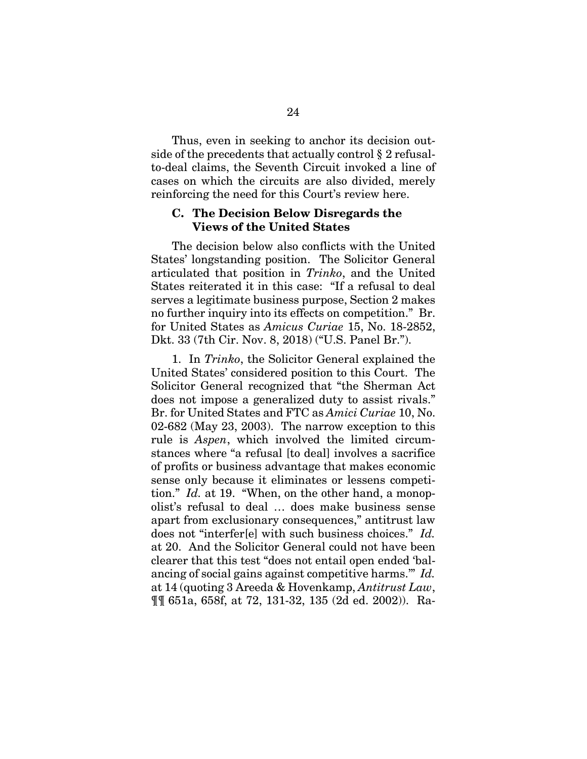Thus, even in seeking to anchor its decision outside of the precedents that actually control § 2 refusal-to-deal claims, the Seventh Circuit invoked a line of cases on which the circuits are also divided, merely reinforcing the need for this Court's review here.

### C. The Decision Below Disregards the Views of the United States

The decision below also conflicts with the United States' longstanding position. The Solicitor General articulated that position in *Trinko*, and the United States reiterated it in this case: "If a refusal to deal serves a legitimate business purpose, Section 2 makes no further inquiry into its effects on competition." Br. for United States as *Amicus Curiae* 15, No. 18-2852, Dkt. 33 (7th Cir. Nov. 8, 2018) ("U.S. Panel Br.").

1. In *Trinko*, the Solicitor General explained the United States' considered position to this Court. The Solicitor General recognized that "the Sherman Act does not impose a generalized duty to assist rivals." Br. for United States and FTC as *Amici Curiae* 10, No. 02-682 (May 23, 2003). The narrow exception to this rule is *Aspen*, which involved the limited circumstances where "a refusal [to deal] involves a sacrifice of profits or business advantage that makes economic sense only because it eliminates or lessens competition." *Id.* at 19. "When, on the other hand, a monopolist's refusal to deal … does make business sense apart from exclusionary consequences," antitrust law does not "interfer[e] with such business choices." *Id.* at 20. And the Solicitor General could not have been clearer that this test "does not entail open ended 'balancing of social gains against competitive harms.'" *Id.* at 14 (quoting 3 Areeda & Hovenkamp, *Antitrust Law*, ¶¶ 651a, 658f, at 72, 131-32, 135 (2d ed. 2002)). Ra-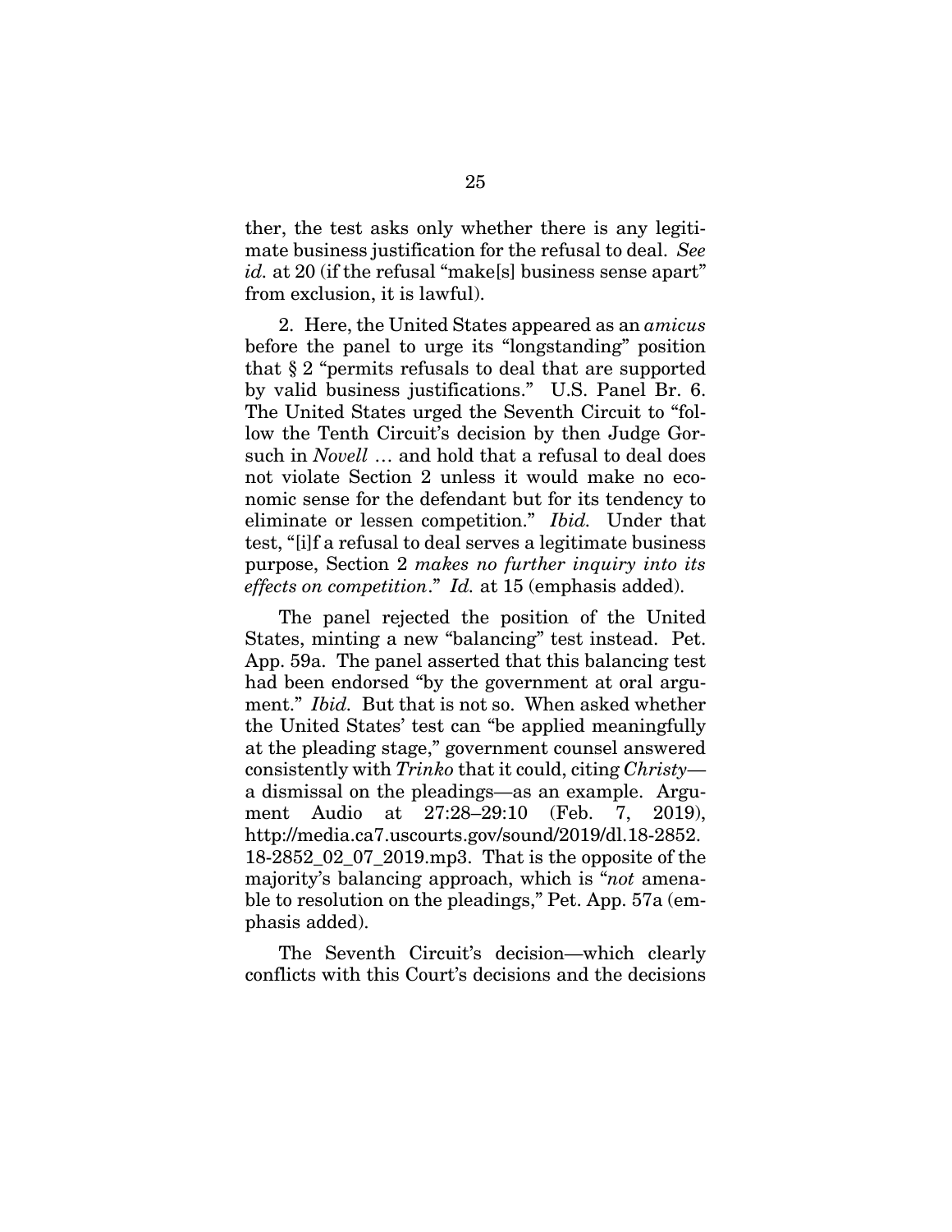ther, the test asks only whether there is any legitimate business justification for the refusal to deal. *See id.* at 20 (if the refusal "make[s] business sense apart" from exclusion, it is lawful).

2. Here, the United States appeared as an *amicus* before the panel to urge its "longstanding" position that § 2 "permits refusals to deal that are supported by valid business justifications." U.S. Panel Br. 6. The United States urged the Seventh Circuit to "follow the Tenth Circuit's decision by then Judge Gorsuch in *Novell* … and hold that a refusal to deal does not violate Section 2 unless it would make no economic sense for the defendant but for its tendency to eliminate or lessen competition." *Ibid.* Under that test, "[i]f a refusal to deal serves a legitimate business purpose, Section 2 *makes no further inquiry into its effects on competition*." *Id.* at 15 (emphasis added).

The panel rejected the position of the United States, minting a new "balancing" test instead. Pet. App. 59a. The panel asserted that this balancing test had been endorsed "by the government at oral argument." *Ibid.* But that is not so. When asked whether the United States' test can "be applied meaningfully at the pleading stage," government counsel answered consistently with *Trinko* that it could, citing *Christy*—a dismissal on the pleadings—as an example. Argument Audio at 27:28–29:10 (Feb. 7, 2019), http://media.ca7.uscourts.gov/sound/2019/dl.18-2852.18-2852_02_07_2019.mp3. That is the opposite of the majority's balancing approach, which is "*not* amenable to resolution on the pleadings," Pet. App. 57a (emphasis added).

The Seventh Circuit's decision—which clearly conflicts with this Court's decisions and the decisions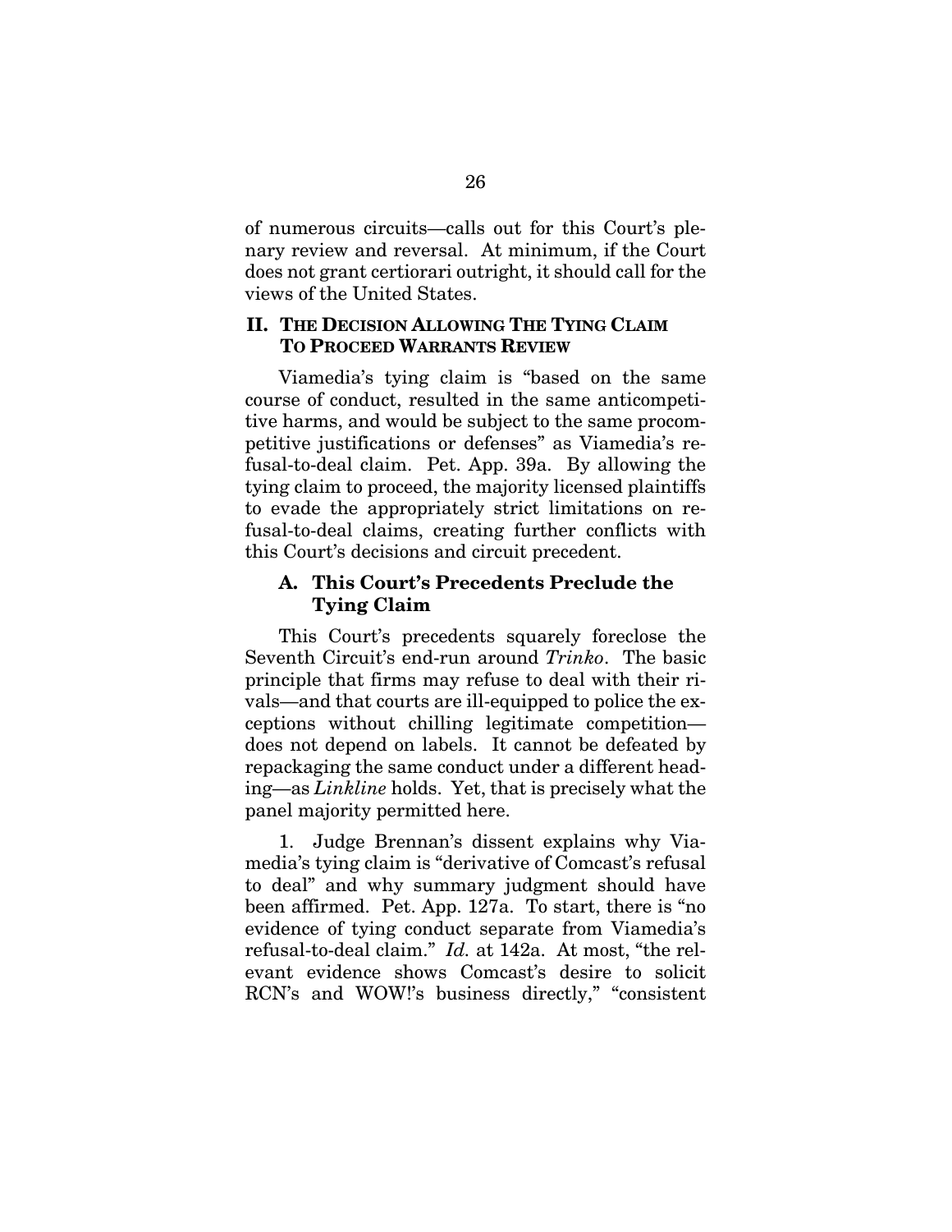of numerous circuits—calls out for this Court's plenary review and reversal. At minimum, if the Court does not grant certiorari outright, it should call for the views of the United States.

## II. THE DECISION ALLOWING THE TYING CLAIM TO PROCEED WARRANTS REVIEW

Viamedia's tying claim is "based on the same course of conduct, resulted in the same anticompetitive harms, and would be subject to the same procompetitive justifications or defenses" as Viamedia's refusal-to-deal claim. Pet. App. 39a. By allowing the tying claim to proceed, the majority licensed plaintiffs to evade the appropriately strict limitations on refusal-to-deal claims, creating further conflicts with this Court's decisions and circuit precedent.

### A. This Court's Precedents Preclude the Tying Claim

This Court's precedents squarely foreclose the Seventh Circuit's end-run around *Trinko*. The basic principle that firms may refuse to deal with their rivals—and that courts are ill-equipped to police the exceptions without chilling legitimate competition—does not depend on labels. It cannot be defeated by repackaging the same conduct under a different heading—as *Linkline* holds. Yet, that is precisely what the panel majority permitted here.

1. Judge Brennan's dissent explains why Viamedia's tying claim is "derivative of Comcast's refusal to deal" and why summary judgment should have been affirmed. Pet. App. 127a. To start, there is "no evidence of tying conduct separate from Viamedia's refusal-to-deal claim." *Id.* at 142a. At most, "the relevant evidence shows Comcast's desire to solicit RCN's and WOW!'s business directly," "consistent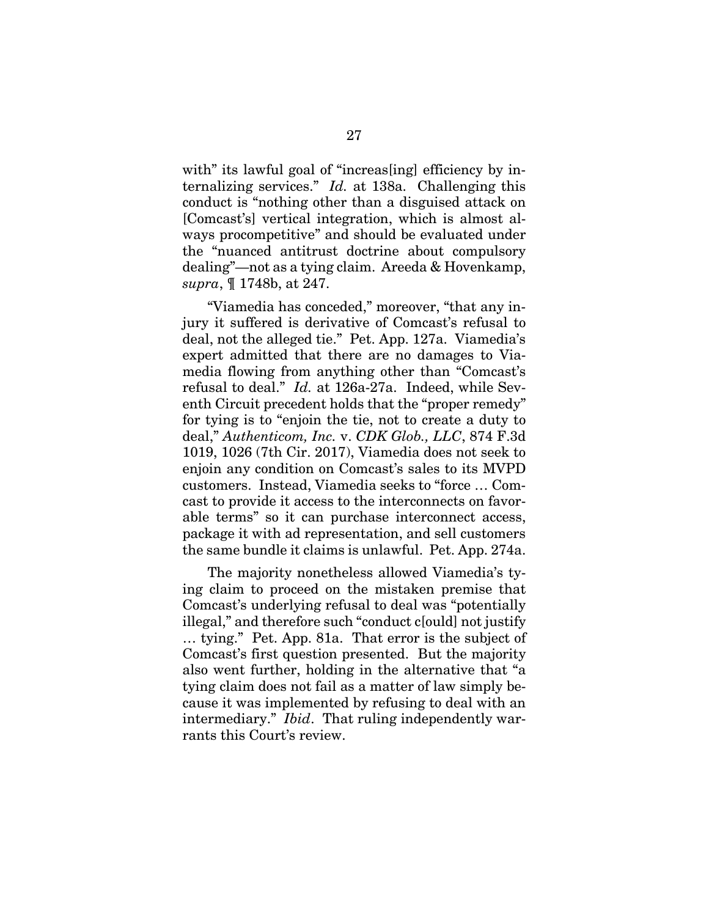with" its lawful goal of "increas[ing] efficiency by internalizing services." *Id.* at 138a. Challenging this conduct is "nothing other than a disguised attack on [Comcast's] vertical integration, which is almost always procompetitive" and should be evaluated under the "nuanced antitrust doctrine about compulsory dealing"—not as a tying claim. Areeda & Hovenkamp, *supra*, ¶ 1748b, at 247.

"Viamedia has conceded," moreover, "that any injury it suffered is derivative of Comcast's refusal to deal, not the alleged tie." Pet. App. 127a. Viamedia's expert admitted that there are no damages to Viamedia flowing from anything other than "Comcast's refusal to deal." *Id.* at 126a-27a. Indeed, while Seventh Circuit precedent holds that the "proper remedy" for tying is to "enjoin the tie, not to create a duty to deal," *Authenticom, Inc.* v. *CDK Glob., LLC*, 874 F.3d 1019, 1026 (7th Cir. 2017), Viamedia does not seek to enjoin any condition on Comcast's sales to its MVPD customers. Instead, Viamedia seeks to "force … Comcast to provide it access to the interconnects on favorable terms" so it can purchase interconnect access, package it with ad representation, and sell customers the same bundle it claims is unlawful. Pet. App. 274a.

The majority nonetheless allowed Viamedia's tying claim to proceed on the mistaken premise that Comcast's underlying refusal to deal was "potentially illegal," and therefore such "conduct c[ould] not justify … tying." Pet. App. 81a. That error is the subject of Comcast's first question presented. But the majority also went further, holding in the alternative that "a tying claim does not fail as a matter of law simply because it was implemented by refusing to deal with an intermediary." *Ibid*. That ruling independently warrants this Court's review.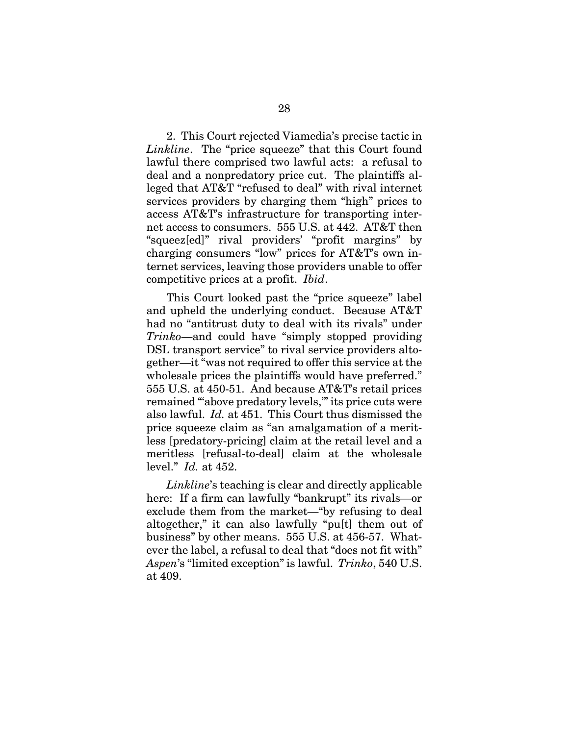2. This Court rejected Viamedia's precise tactic in *Linkline*. The "price squeeze" that this Court found lawful there comprised two lawful acts: a refusal to deal and a nonpredatory price cut. The plaintiffs alleged that AT&T "refused to deal" with rival internet services providers by charging them "high" prices to access AT&T's infrastructure for transporting internet access to consumers. 555 U.S. at 442. AT&T then "squeez[ed]" rival providers' "profit margins" by charging consumers "low" prices for AT&T's own internet services, leaving those providers unable to offer competitive prices at a profit. *Ibid*.

This Court looked past the "price squeeze" label and upheld the underlying conduct. Because AT&T had no "antitrust duty to deal with its rivals" under *Trinko*—and could have "simply stopped providing DSL transport service" to rival service providers altogether—it "was not required to offer this service at the wholesale prices the plaintiffs would have preferred." 555 U.S. at 450-51. And because AT&T's retail prices remained "'above predatory levels,'" its price cuts were also lawful. *Id.* at 451. This Court thus dismissed the price squeeze claim as "an amalgamation of a meritless [predatory-pricing] claim at the retail level and a meritless [refusal-to-deal] claim at the wholesale level." *Id.* at 452.

*Linkline*'s teaching is clear and directly applicable here: If a firm can lawfully "bankrupt" its rivals—or exclude them from the market—"by refusing to deal altogether," it can also lawfully "pu[t] them out of business" by other means. 555 U.S. at 456-57. Whatever the label, a refusal to deal that "does not fit with" *Aspen*'s "limited exception" is lawful. *Trinko*, 540 U.S. at 409.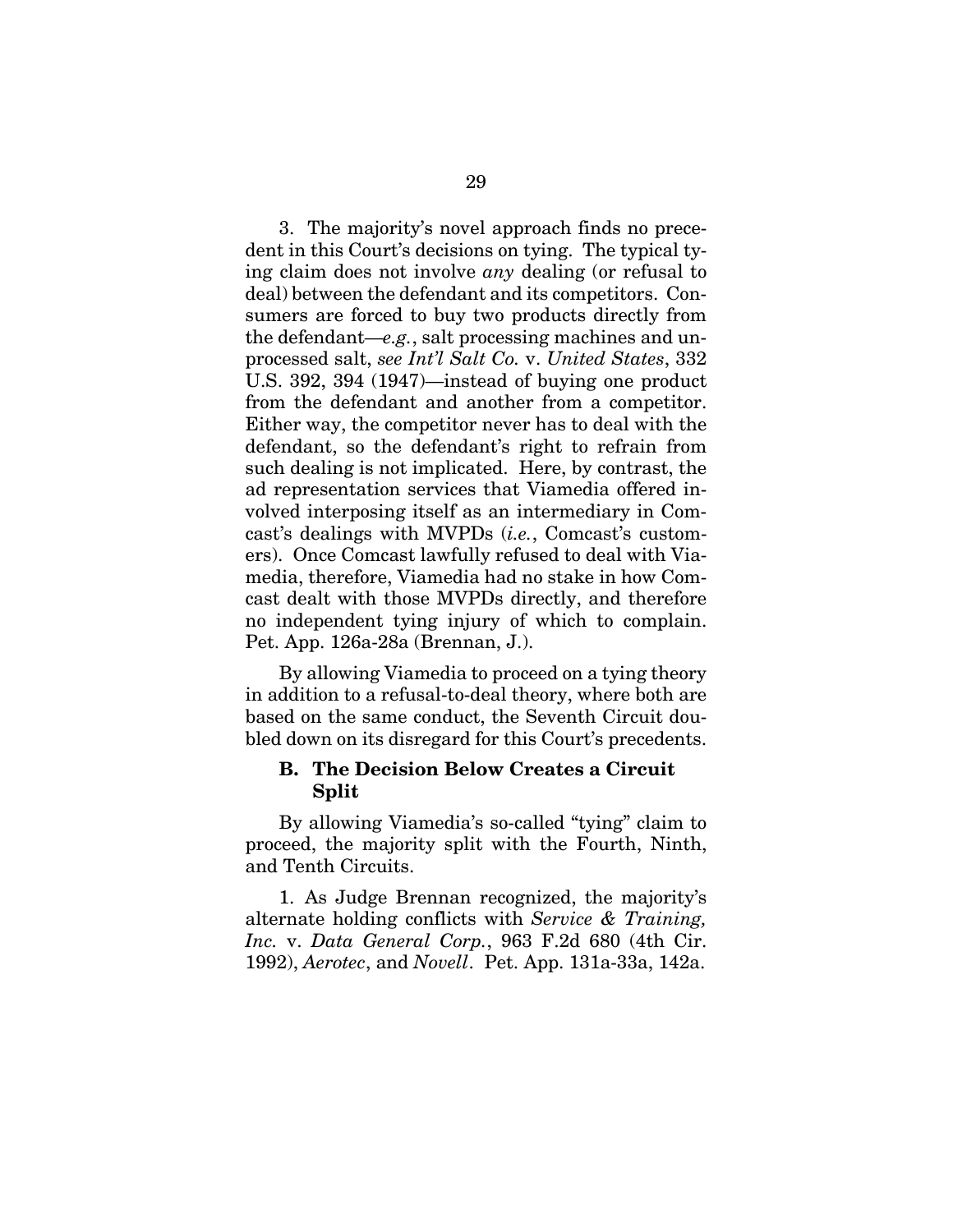3. The majority's novel approach finds no precedent in this Court's decisions on tying. The typical tying claim does not involve *any* dealing (or refusal to deal) between the defendant and its competitors. Consumers are forced to buy two products directly from the defendant—*e.g.*, salt processing machines and unprocessed salt, *see Int'l Salt Co.* v. *United States*, 332 U.S. 392, 394 (1947)—instead of buying one product from the defendant and another from a competitor. Either way, the competitor never has to deal with the defendant, so the defendant's right to refrain from such dealing is not implicated. Here, by contrast, the ad representation services that Viamedia offered involved interposing itself as an intermediary in Comcast's dealings with MVPDs (*i.e.*, Comcast's customers). Once Comcast lawfully refused to deal with Viamedia, therefore, Viamedia had no stake in how Comcast dealt with those MVPDs directly, and therefore no independent tying injury of which to complain. Pet. App. 126a-28a (Brennan, J.).

By allowing Viamedia to proceed on a tying theory in addition to a refusal-to-deal theory, where both are based on the same conduct, the Seventh Circuit doubled down on its disregard for this Court's precedents.

### B. The Decision Below Creates a Circuit Split

By allowing Viamedia's so-called "tying" claim to proceed, the majority split with the Fourth, Ninth, and Tenth Circuits.

1. As Judge Brennan recognized, the majority's alternate holding conflicts with *Service & Training, Inc.* v. *Data General Corp.*, 963 F.2d 680 (4th Cir. 1992), *Aerotec*, and *Novell*. Pet. App. 131a-33a, 142a.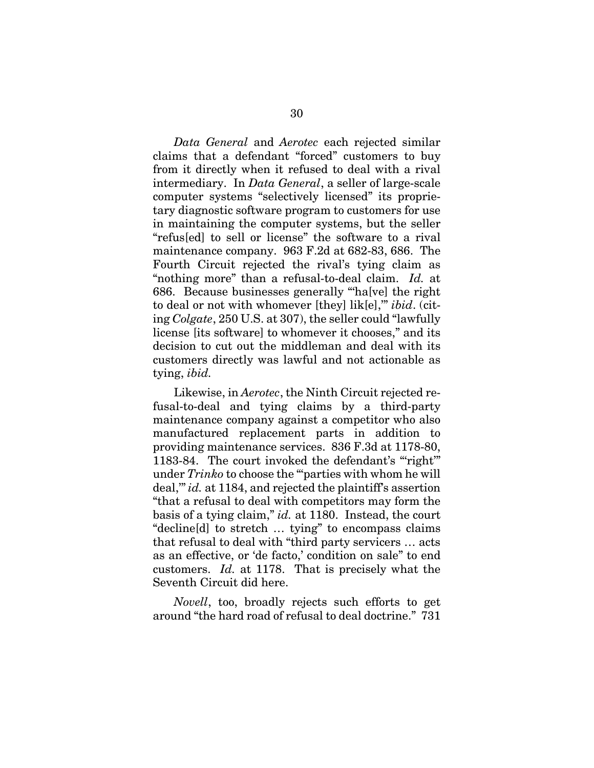*Data General* and *Aerotec* each rejected similar claims that a defendant "forced" customers to buy from it directly when it refused to deal with a rival intermediary. In *Data General*, a seller of large-scale computer systems "selectively licensed" its proprietary diagnostic software program to customers for use in maintaining the computer systems, but the seller "refus[ed] to sell or license" the software to a rival maintenance company. 963 F.2d at 682-83, 686. The Fourth Circuit rejected the rival's tying claim as "nothing more" than a refusal-to-deal claim. *Id.* at 686. Because businesses generally "'ha[ve] the right to deal or not with whomever [they] lik[e],'" *ibid*. (citing *Colgate*, 250 U.S. at 307), the seller could "lawfully license [its software] to whomever it chooses," and its decision to cut out the middleman and deal with its customers directly was lawful and not actionable as tying, *ibid.*

Likewise, in *Aerotec*, the Ninth Circuit rejected refusal-to-deal and tying claims by a third-party maintenance company against a competitor who also manufactured replacement parts in addition to providing maintenance services. 836 F.3d at 1178-80, 1183-84. The court invoked the defendant's "'right'" under *Trinko* to choose the "'parties with whom he will deal,'" *id.* at 1184, and rejected the plaintiff's assertion "that a refusal to deal with competitors may form the basis of a tying claim," *id.* at 1180. Instead, the court "decline[d] to stretch … tying" to encompass claims that refusal to deal with "third party servicers … acts as an effective, or 'de facto,' condition on sale" to end customers. *Id.* at 1178. That is precisely what the Seventh Circuit did here.

*Novell*, too, broadly rejects such efforts to get around "the hard road of refusal to deal doctrine." 731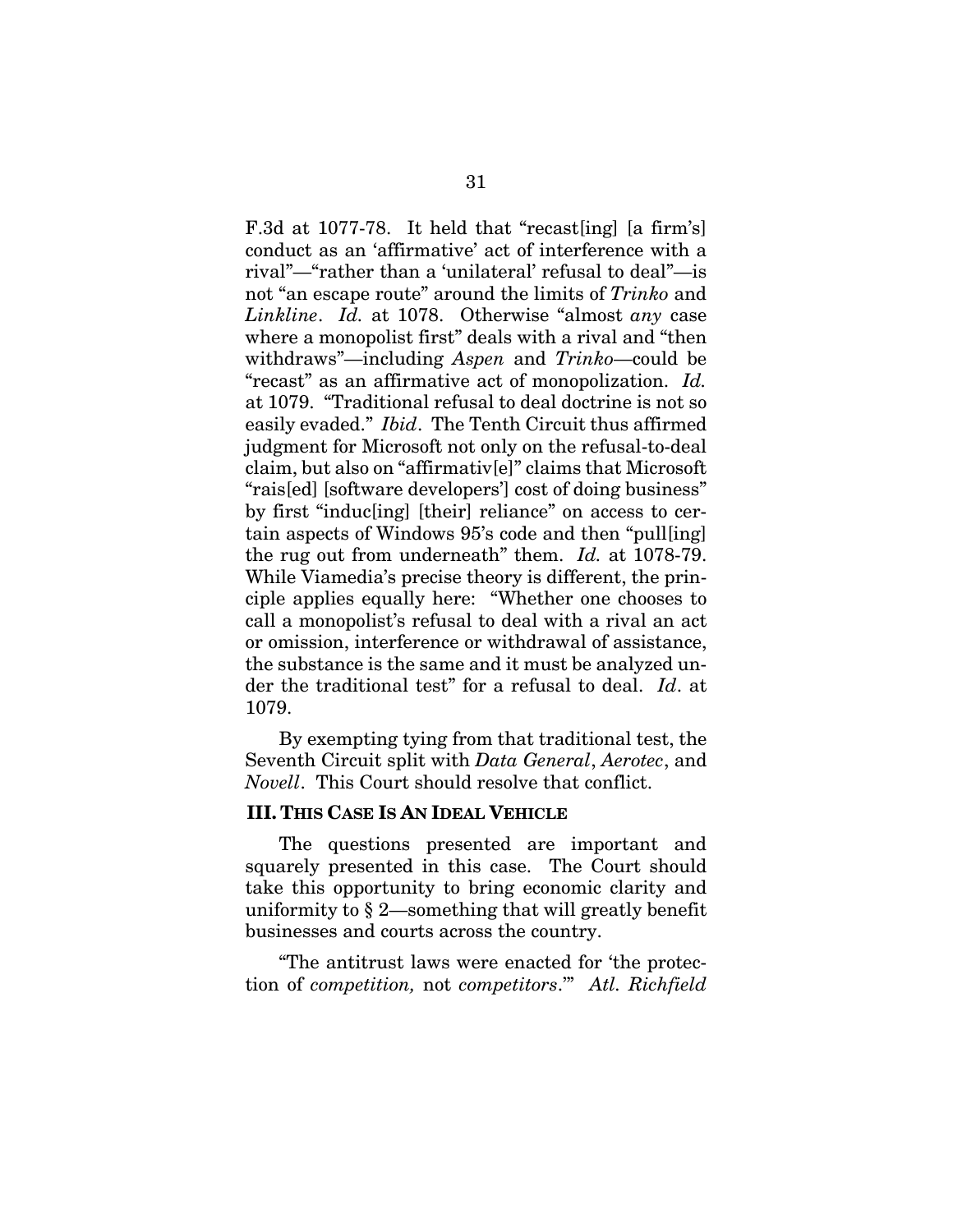F.3d at 1077-78. It held that "recast[ing] [a firm's] conduct as an 'affirmative' act of interference with a rival"—"rather than a 'unilateral' refusal to deal"—is not "an escape route" around the limits of *Trinko* and *Linkline*. *Id.* at 1078. Otherwise "almost *any* case where a monopolist first" deals with a rival and "then withdraws"—including *Aspen* and *Trinko*—could be "recast" as an affirmative act of monopolization. *Id.* at 1079. "Traditional refusal to deal doctrine is not so easily evaded." *Ibid*. The Tenth Circuit thus affirmed judgment for Microsoft not only on the refusal-to-deal claim, but also on "affirmativ[e]" claims that Microsoft "rais[ed] [software developers'] cost of doing business" by first "induc[ing] [their] reliance" on access to certain aspects of Windows 95's code and then "pull[ing] the rug out from underneath" them. *Id.* at 1078-79. While Viamedia's precise theory is different, the principle applies equally here: "Whether one chooses to call a monopolist's refusal to deal with a rival an act or omission, interference or withdrawal of assistance, the substance is the same and it must be analyzed under the traditional test" for a refusal to deal. *Id*. at 1079.

By exempting tying from that traditional test, the Seventh Circuit split with *Data General*, *Aerotec*, and *Novell*. This Court should resolve that conflict.

## III. THIS CASE IS AN IDEAL VEHICLE

The questions presented are important and squarely presented in this case. The Court should take this opportunity to bring economic clarity and uniformity to § 2—something that will greatly benefit businesses and courts across the country.

"The antitrust laws were enacted for 'the protection of *competition,* not *competitors*.'" *Atl. Richfield*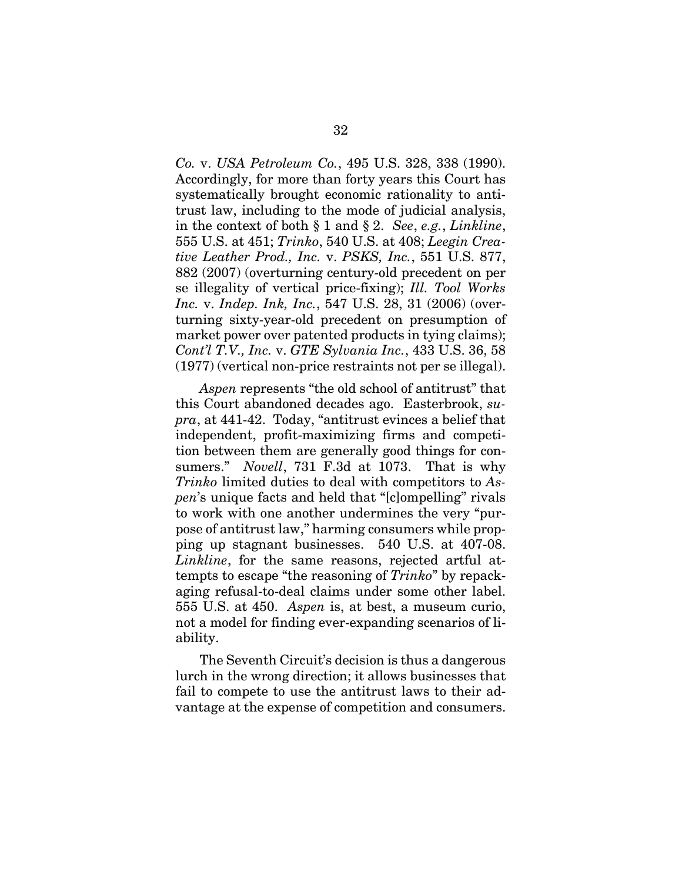*Co.* v. *USA Petroleum Co.*, 495 U.S. 328, 338 (1990). Accordingly, for more than forty years this Court has systematically brought economic rationality to antitrust law, including to the mode of judicial analysis, in the context of both § 1 and § 2. *See*, *e.g.*, *Linkline*, 555 U.S. at 451; *Trinko*, 540 U.S. at 408; *Leegin Creative Leather Prod., Inc.* v. *PSKS, Inc.*, 551 U.S. 877, 882 (2007) (overturning century-old precedent on per se illegality of vertical price-fixing); *Ill. Tool Works Inc.* v. *Indep. Ink, Inc.*, 547 U.S. 28, 31 (2006) (overturning sixty-year-old precedent on presumption of market power over patented products in tying claims); *Cont'l T.V., Inc.* v. *GTE Sylvania Inc.*, 433 U.S. 36, 58 (1977) (vertical non-price restraints not per se illegal).

*Aspen* represents "the old school of antitrust" that this Court abandoned decades ago. Easterbrook, *supra*, at 441-42. Today, "antitrust evinces a belief that independent, profit-maximizing firms and competition between them are generally good things for consumers." *Novell*, 731 F.3d at 1073. That is why *Trinko* limited duties to deal with competitors to *Aspen*'s unique facts and held that "[c]ompelling" rivals to work with one another undermines the very "purpose of antitrust law," harming consumers while propping up stagnant businesses. 540 U.S. at 407-08. *Linkline*, for the same reasons, rejected artful attempts to escape "the reasoning of *Trinko*" by repackaging refusal-to-deal claims under some other label. 555 U.S. at 450. *Aspen* is, at best, a museum curio, not a model for finding ever-expanding scenarios of liability.

The Seventh Circuit's decision is thus a dangerous lurch in the wrong direction; it allows businesses that fail to compete to use the antitrust laws to their advantage at the expense of competition and consumers.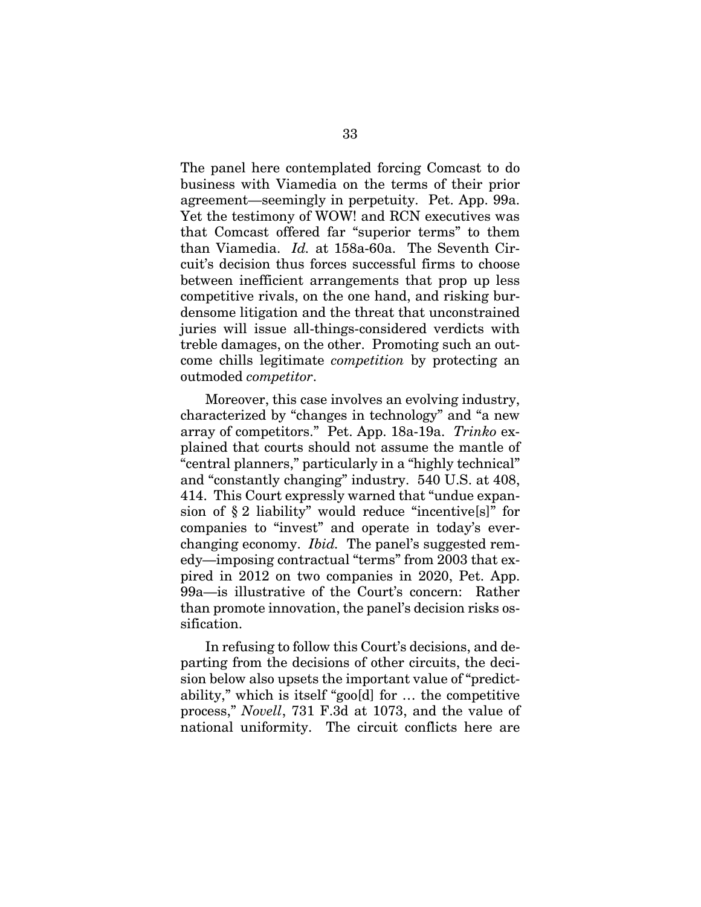The panel here contemplated forcing Comcast to do business with Viamedia on the terms of their prior agreement—seemingly in perpetuity. Pet. App. 99a. Yet the testimony of WOW! and RCN executives was that Comcast offered far "superior terms" to them than Viamedia. *Id.* at 158a-60a. The Seventh Circuit's decision thus forces successful firms to choose between inefficient arrangements that prop up less competitive rivals, on the one hand, and risking burdensome litigation and the threat that unconstrained juries will issue all-things-considered verdicts with treble damages, on the other. Promoting such an outcome chills legitimate *competition* by protecting an outmoded *competitor*.

Moreover, this case involves an evolving industry, characterized by "changes in technology" and "a new array of competitors." Pet. App. 18a-19a. *Trinko* explained that courts should not assume the mantle of "central planners," particularly in a "highly technical" and "constantly changing" industry. 540 U.S. at 408, 414. This Court expressly warned that "undue expansion of § 2 liability" would reduce "incentive[s]" for companies to "invest" and operate in today's ever-changing economy. *Ibid.* The panel's suggested remedy—imposing contractual "terms" from 2003 that expired in 2012 on two companies in 2020, Pet. App. 99a—is illustrative of the Court's concern: Rather than promote innovation, the panel's decision risks ossification.

In refusing to follow this Court's decisions, and departing from the decisions of other circuits, the decision below also upsets the important value of "predictability," which is itself "goo[d] for … the competitive process," *Novell*, 731 F.3d at 1073, and the value of national uniformity. The circuit conflicts here are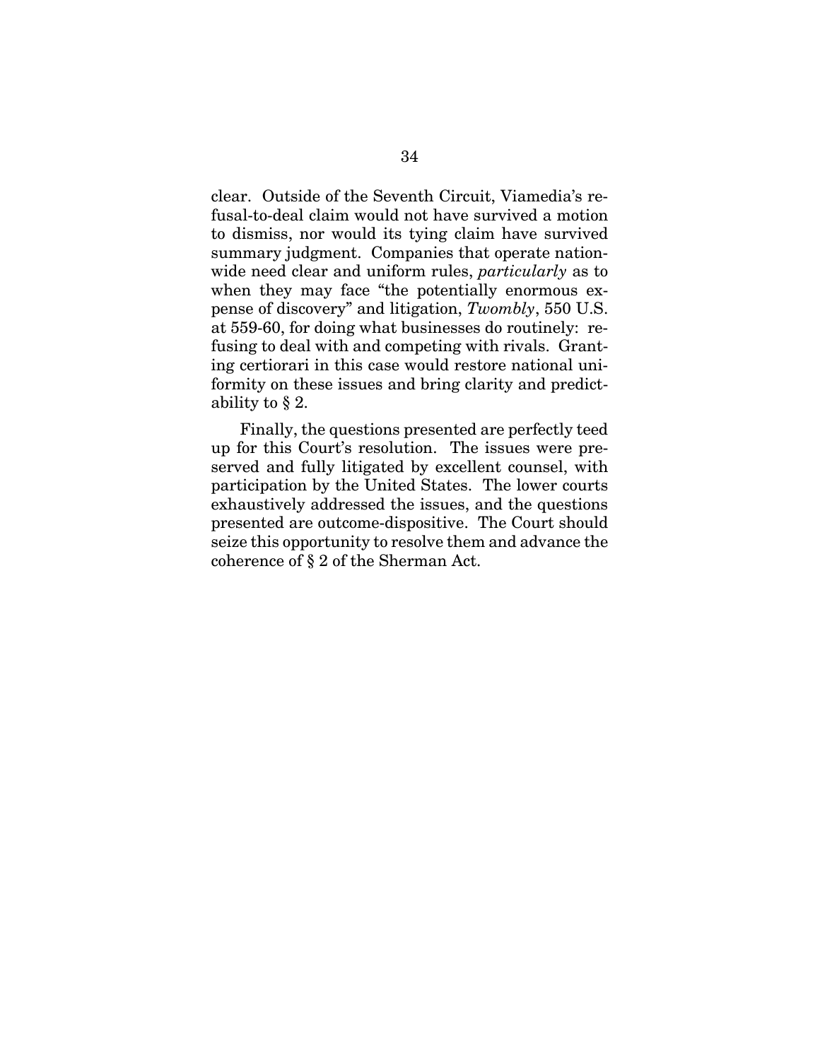clear. Outside of the Seventh Circuit, Viamedia's refusal-to-deal claim would not have survived a motion to dismiss, nor would its tying claim have survived summary judgment. Companies that operate nationwide need clear and uniform rules, *particularly* as to when they may face "the potentially enormous expense of discovery" and litigation, *Twombly*, 550 U.S. at 559-60, for doing what businesses do routinely: refusing to deal with and competing with rivals. Granting certiorari in this case would restore national uniformity on these issues and bring clarity and predictability to § 2.

Finally, the questions presented are perfectly teed up for this Court's resolution. The issues were preserved and fully litigated by excellent counsel, with participation by the United States. The lower courts exhaustively addressed the issues, and the questions presented are outcome-dispositive. The Court should seize this opportunity to resolve them and advance the coherence of § 2 of the Sherman Act.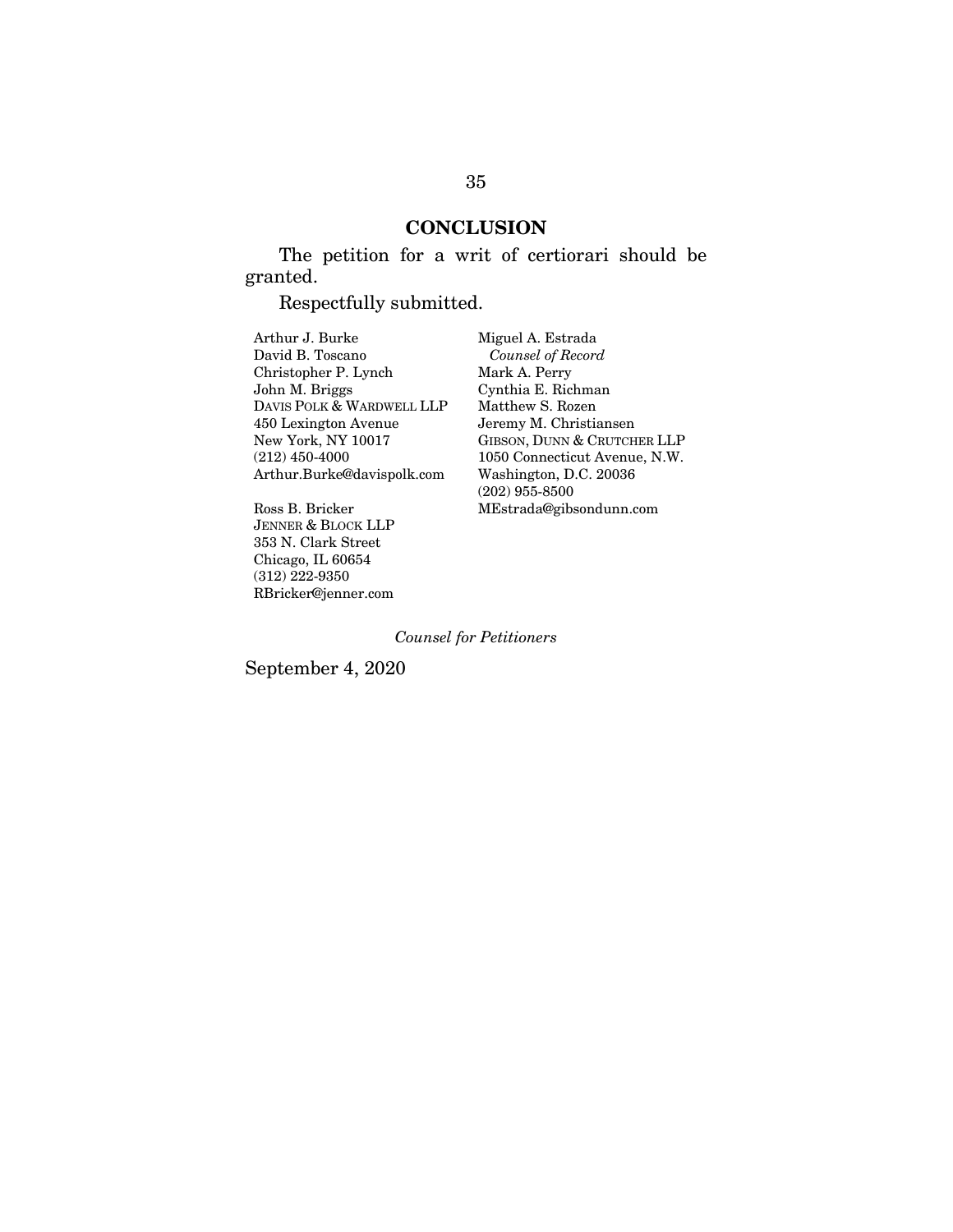## CONCLUSION

The petition for a writ of certiorari should be granted.

Respectfully submitted.

Arthur J. Burke
David B. Toscano
Christopher P. Lynch
John M. Briggs
DAVIS POLK & WARDWELL LLP
450 Lexington Avenue
New York, NY 10017
(212) 450-4000
Arthur.Burke@davispolk.com

Ross B. Bricker
JENNER & BLOCK LLP
353 N. Clark Street
Chicago, IL 60654
(312) 222-9350
RBricker@jenner.com

Miguel A. Estrada
*Counsel of Record*
Mark A. Perry
Cynthia E. Richman
Matthew S. Rozen
Jeremy M. Christiansen
GIBSON, DUNN & CRUTCHER LLP
1050 Connecticut Avenue, N.W.
Washington, D.C. 20036
(202) 955-8500
MEstrada@gibsondunn.com

*Counsel for Petitioners*

September 4, 2020